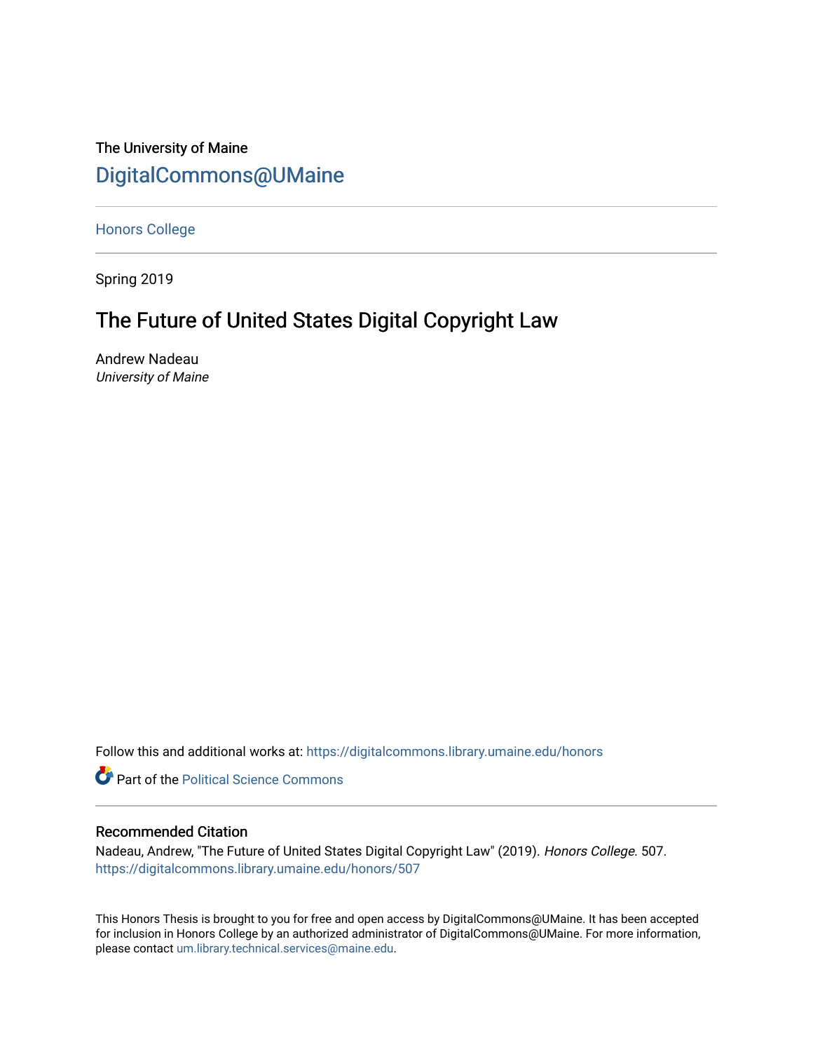The University of Maine

DigitalCommons@UMaine

---

Honors College

---

Spring 2019

# The Future of United States Digital Copyright Law

Andrew Nadeau

*University of Maine*

Follow this and additional works at: https://digitalcommons.library.umaine.edu/honors

Part of the Political Science Commons

---

## Recommended Citation

Nadeau, Andrew, "The Future of United States Digital Copyright Law" (2019). *Honors College*. 507.
https://digitalcommons.library.umaine.edu/honors/507

This Honors Thesis is brought to you for free and open access by DigitalCommons@UMaine. It has been accepted for inclusion in Honors College by an authorized administrator of DigitalCommons@UMaine. For more information, please contact um.library.technical.services@maine.edu.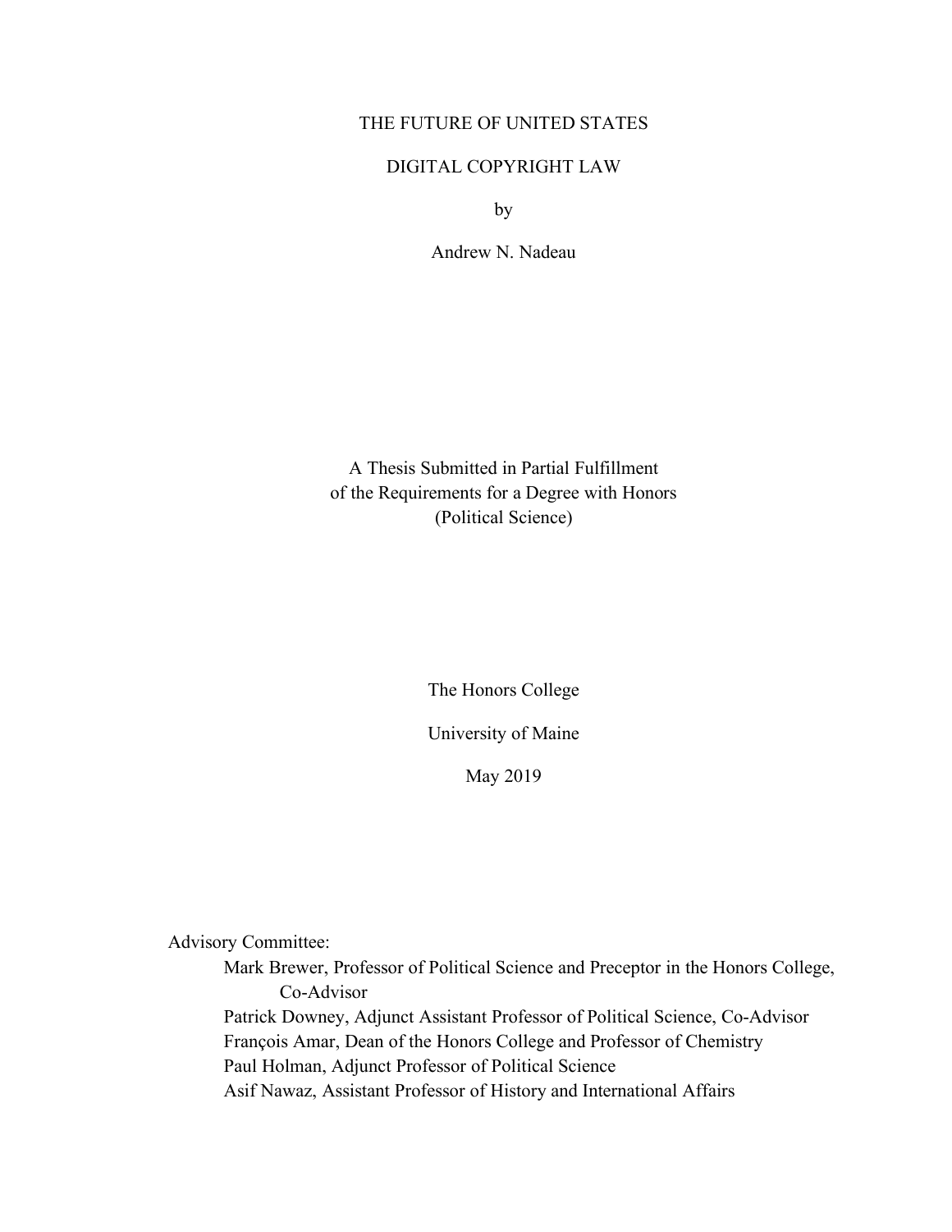THE FUTURE OF UNITED STATES

DIGITAL COPYRIGHT LAW

by

Andrew N. Nadeau

A Thesis Submitted in Partial Fulfillment
of the Requirements for a Degree with Honors
(Political Science)

The Honors College

University of Maine

May 2019

Advisory Committee:

Mark Brewer, Professor of Political Science and Preceptor in the Honors College, Co-Advisor
Patrick Downey, Adjunct Assistant Professor of Political Science, Co-Advisor
François Amar, Dean of the Honors College and Professor of Chemistry
Paul Holman, Adjunct Professor of Political Science
Asif Nawaz, Assistant Professor of History and International Affairs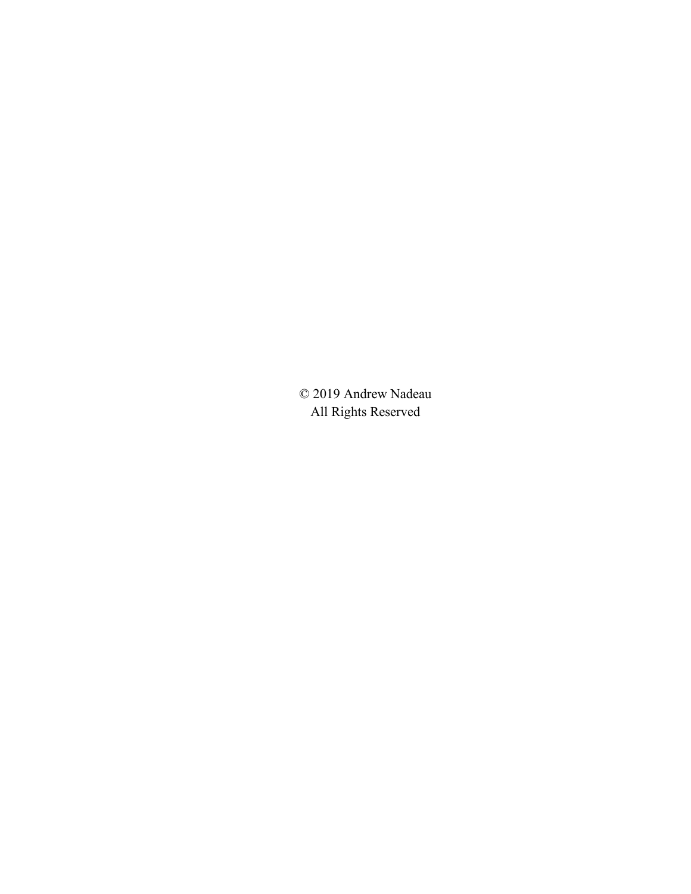© 2019 Andrew Nadeau
All Rights Reserved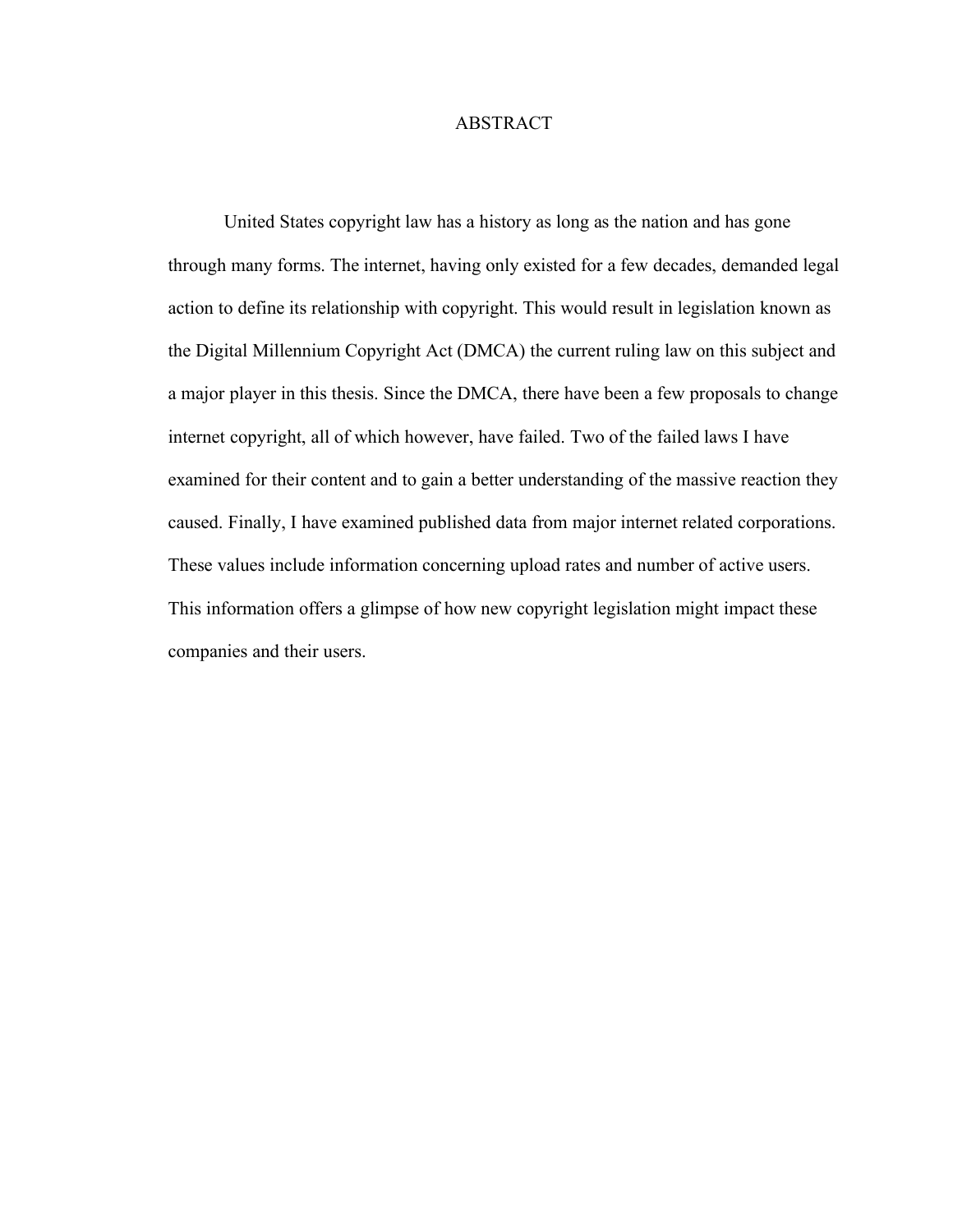# ABSTRACT

United States copyright law has a history as long as the nation and has gone through many forms. The internet, having only existed for a few decades, demanded legal action to define its relationship with copyright. This would result in legislation known as the Digital Millennium Copyright Act (DMCA) the current ruling law on this subject and a major player in this thesis. Since the DMCA, there have been a few proposals to change internet copyright, all of which however, have failed. Two of the failed laws I have examined for their content and to gain a better understanding of the massive reaction they caused. Finally, I have examined published data from major internet related corporations. These values include information concerning upload rates and number of active users. This information offers a glimpse of how new copyright legislation might impact these companies and their users.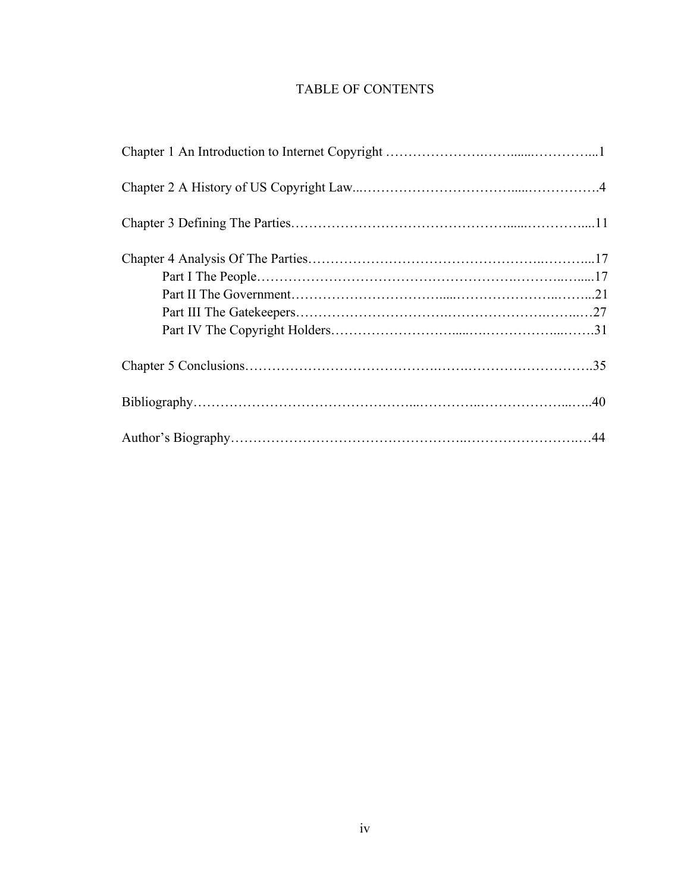# TABLE OF CONTENTS

Chapter 1 An Introduction to Internet Copyright ..............................1

Chapter 2 A History of US Copyright Law..............................4

Chapter 3 Defining The Parties..............................11

Chapter 4 Analysis Of The Parties..............................17

- Part I The People..............................17
- Part II The Government..............................21
- Part III The Gatekeepers..............................27
- Part IV The Copyright Holders..............................31

Chapter 5 Conclusions..............................35

Bibliography..............................40

Author's Biography..............................44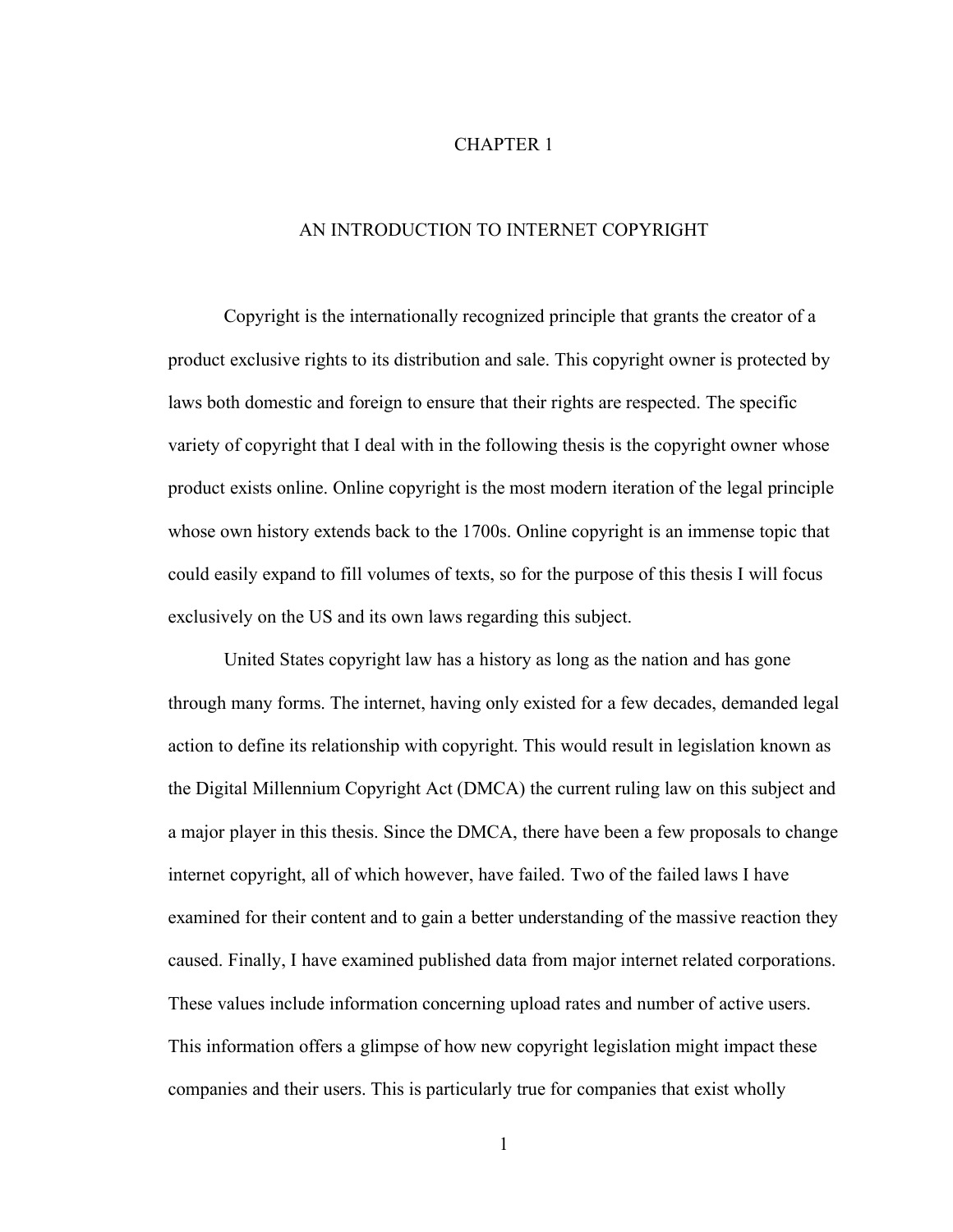# CHAPTER 1

## AN INTRODUCTION TO INTERNET COPYRIGHT

Copyright is the internationally recognized principle that grants the creator of a product exclusive rights to its distribution and sale. This copyright owner is protected by laws both domestic and foreign to ensure that their rights are respected. The specific variety of copyright that I deal with in the following thesis is the copyright owner whose product exists online. Online copyright is the most modern iteration of the legal principle whose own history extends back to the 1700s. Online copyright is an immense topic that could easily expand to fill volumes of texts, so for the purpose of this thesis I will focus exclusively on the US and its own laws regarding this subject.

United States copyright law has a history as long as the nation and has gone through many forms. The internet, having only existed for a few decades, demanded legal action to define its relationship with copyright. This would result in legislation known as the Digital Millennium Copyright Act (DMCA) the current ruling law on this subject and a major player in this thesis. Since the DMCA, there have been a few proposals to change internet copyright, all of which however, have failed. Two of the failed laws I have examined for their content and to gain a better understanding of the massive reaction they caused. Finally, I have examined published data from major internet related corporations. These values include information concerning upload rates and number of active users. This information offers a glimpse of how new copyright legislation might impact these companies and their users. This is particularly true for companies that exist wholly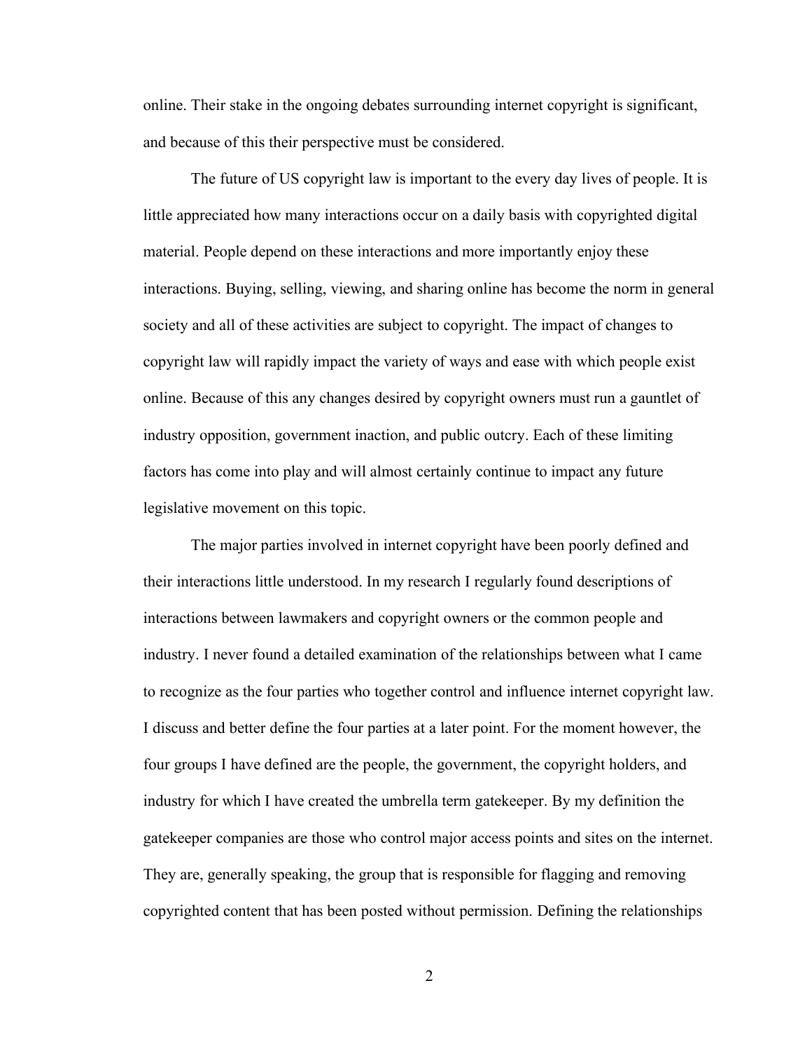online. Their stake in the ongoing debates surrounding internet copyright is significant, and because of this their perspective must be considered.

The future of US copyright law is important to the every day lives of people. It is little appreciated how many interactions occur on a daily basis with copyrighted digital material. People depend on these interactions and more importantly enjoy these interactions. Buying, selling, viewing, and sharing online has become the norm in general society and all of these activities are subject to copyright. The impact of changes to copyright law will rapidly impact the variety of ways and ease with which people exist online. Because of this any changes desired by copyright owners must run a gauntlet of industry opposition, government inaction, and public outcry. Each of these limiting factors has come into play and will almost certainly continue to impact any future legislative movement on this topic.

The major parties involved in internet copyright have been poorly defined and their interactions little understood. In my research I regularly found descriptions of interactions between lawmakers and copyright owners or the common people and industry. I never found a detailed examination of the relationships between what I came to recognize as the four parties who together control and influence internet copyright law. I discuss and better define the four parties at a later point. For the moment however, the four groups I have defined are the people, the government, the copyright holders, and industry for which I have created the umbrella term gatekeeper. By my definition the gatekeeper companies are those who control major access points and sites on the internet. They are, generally speaking, the group that is responsible for flagging and removing copyrighted content that has been posted without permission. Defining the relationships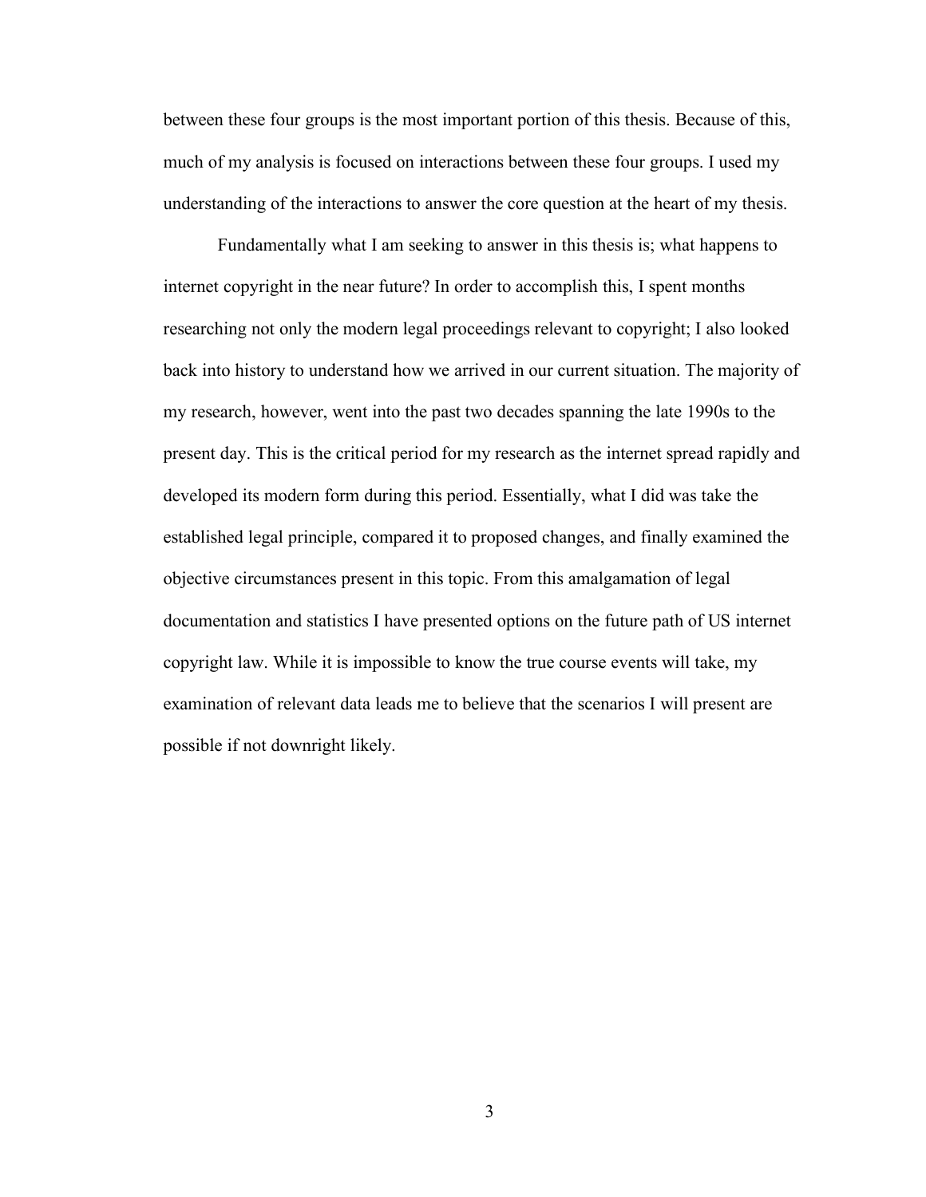between these four groups is the most important portion of this thesis. Because of this, much of my analysis is focused on interactions between these four groups. I used my understanding of the interactions to answer the core question at the heart of my thesis.

Fundamentally what I am seeking to answer in this thesis is; what happens to internet copyright in the near future? In order to accomplish this, I spent months researching not only the modern legal proceedings relevant to copyright; I also looked back into history to understand how we arrived in our current situation. The majority of my research, however, went into the past two decades spanning the late 1990s to the present day. This is the critical period for my research as the internet spread rapidly and developed its modern form during this period. Essentially, what I did was take the established legal principle, compared it to proposed changes, and finally examined the objective circumstances present in this topic. From this amalgamation of legal documentation and statistics I have presented options on the future path of US internet copyright law. While it is impossible to know the true course events will take, my examination of relevant data leads me to believe that the scenarios I will present are possible if not downright likely.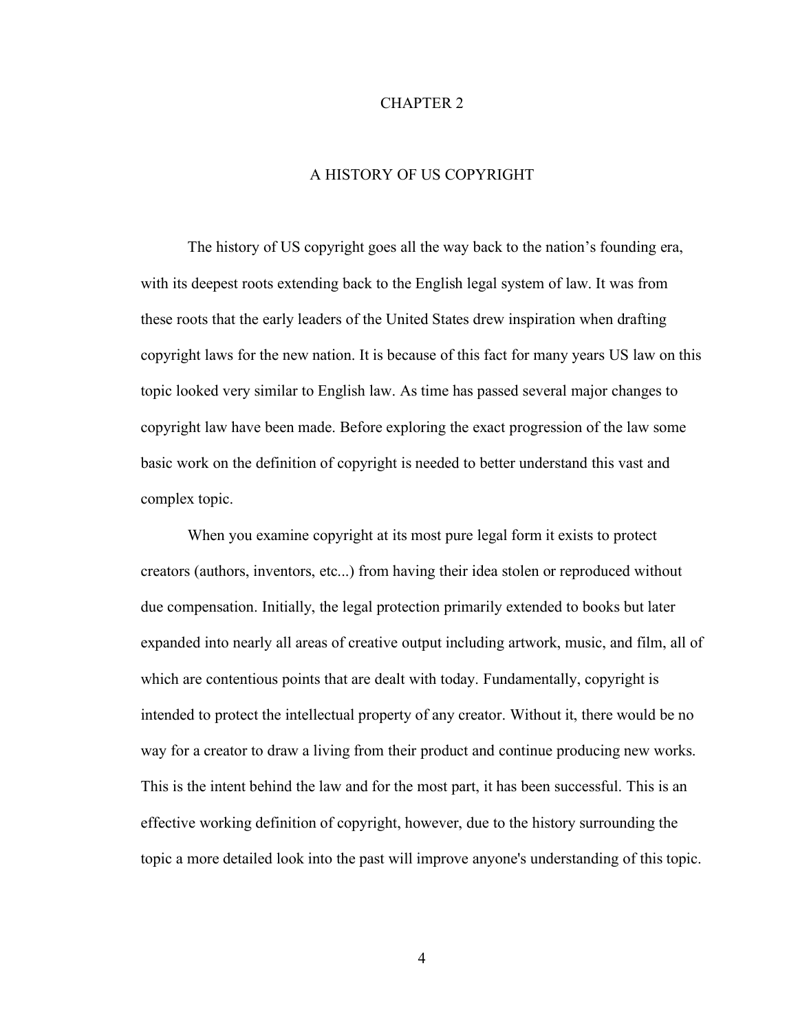# CHAPTER 2

## A HISTORY OF US COPYRIGHT

The history of US copyright goes all the way back to the nation's founding era, with its deepest roots extending back to the English legal system of law. It was from these roots that the early leaders of the United States drew inspiration when drafting copyright laws for the new nation. It is because of this fact for many years US law on this topic looked very similar to English law. As time has passed several major changes to copyright law have been made. Before exploring the exact progression of the law some basic work on the definition of copyright is needed to better understand this vast and complex topic.

When you examine copyright at its most pure legal form it exists to protect creators (authors, inventors, etc...) from having their idea stolen or reproduced without due compensation. Initially, the legal protection primarily extended to books but later expanded into nearly all areas of creative output including artwork, music, and film, all of which are contentious points that are dealt with today. Fundamentally, copyright is intended to protect the intellectual property of any creator. Without it, there would be no way for a creator to draw a living from their product and continue producing new works. This is the intent behind the law and for the most part, it has been successful. This is an effective working definition of copyright, however, due to the history surrounding the topic a more detailed look into the past will improve anyone's understanding of this topic.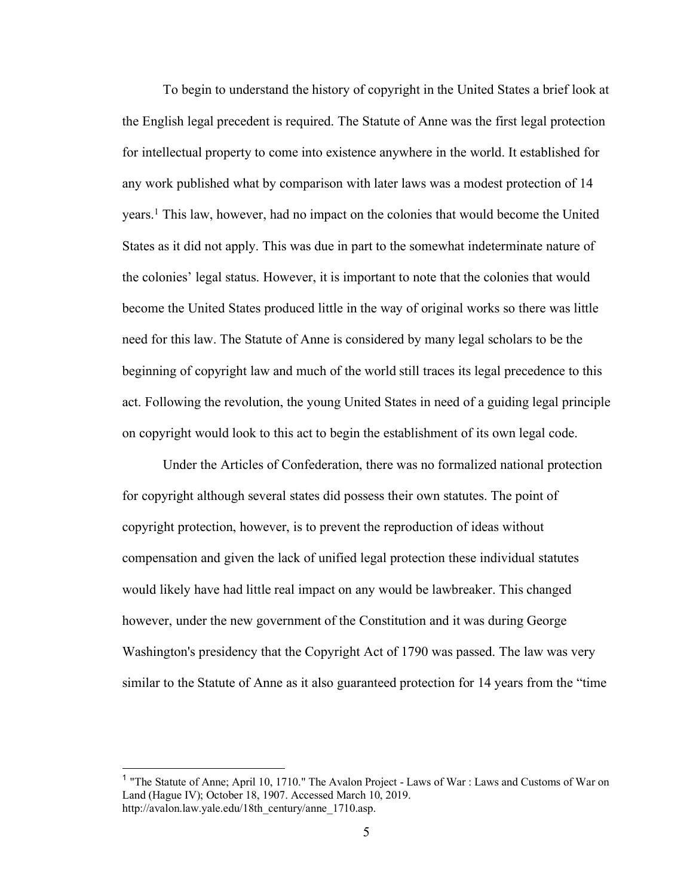To begin to understand the history of copyright in the United States a brief look at the English legal precedent is required. The Statute of Anne was the first legal protection for intellectual property to come into existence anywhere in the world. It established for any work published what by comparison with later laws was a modest protection of 14 years.[1] This law, however, had no impact on the colonies that would become the United States as it did not apply. This was due in part to the somewhat indeterminate nature of the colonies' legal status. However, it is important to note that the colonies that would become the United States produced little in the way of original works so there was little need for this law. The Statute of Anne is considered by many legal scholars to be the beginning of copyright law and much of the world still traces its legal precedence to this act. Following the revolution, the young United States in need of a guiding legal principle on copyright would look to this act to begin the establishment of its own legal code.

Under the Articles of Confederation, there was no formalized national protection for copyright although several states did possess their own statutes. The point of copyright protection, however, is to prevent the reproduction of ideas without compensation and given the lack of unified legal protection these individual statutes would likely have had little real impact on any would be lawbreaker. This changed however, under the new government of the Constitution and it was during George Washington's presidency that the Copyright Act of 1790 was passed. The law was very similar to the Statute of Anne as it also guaranteed protection for 14 years from the "time

---

[1] "The Statute of Anne; April 10, 1710." The Avalon Project - Laws of War : Laws and Customs of War on Land (Hague IV); October 18, 1907. Accessed March 10, 2019. http://avalon.law.yale.edu/18th_century/anne_1710.asp.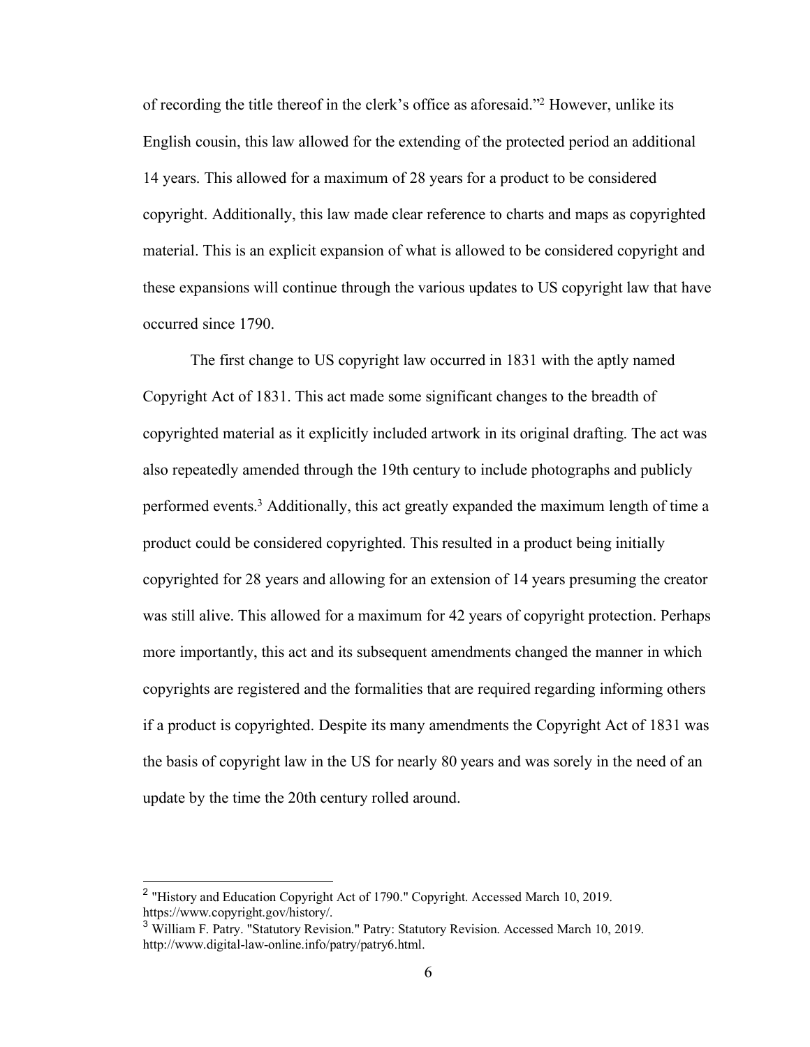of recording the title thereof in the clerk's office as aforesaid."[2] However, unlike its English cousin, this law allowed for the extending of the protected period an additional 14 years. This allowed for a maximum of 28 years for a product to be considered copyright. Additionally, this law made clear reference to charts and maps as copyrighted material. This is an explicit expansion of what is allowed to be considered copyright and these expansions will continue through the various updates to US copyright law that have occurred since 1790.

The first change to US copyright law occurred in 1831 with the aptly named Copyright Act of 1831. This act made some significant changes to the breadth of copyrighted material as it explicitly included artwork in its original drafting. The act was also repeatedly amended through the 19th century to include photographs and publicly performed events.[3] Additionally, this act greatly expanded the maximum length of time a product could be considered copyrighted. This resulted in a product being initially copyrighted for 28 years and allowing for an extension of 14 years presuming the creator was still alive. This allowed for a maximum for 42 years of copyright protection. Perhaps more importantly, this act and its subsequent amendments changed the manner in which copyrights are registered and the formalities that are required regarding informing others if a product is copyrighted. Despite its many amendments the Copyright Act of 1831 was the basis of copyright law in the US for nearly 80 years and was sorely in the need of an update by the time the 20th century rolled around.

---

[2] "History and Education Copyright Act of 1790." Copyright. Accessed March 10, 2019. https://www.copyright.gov/history/.

[3] William F. Patry. "Statutory Revision." Patry: Statutory Revision. Accessed March 10, 2019. http://www.digital-law-online.info/patry/patry6.html.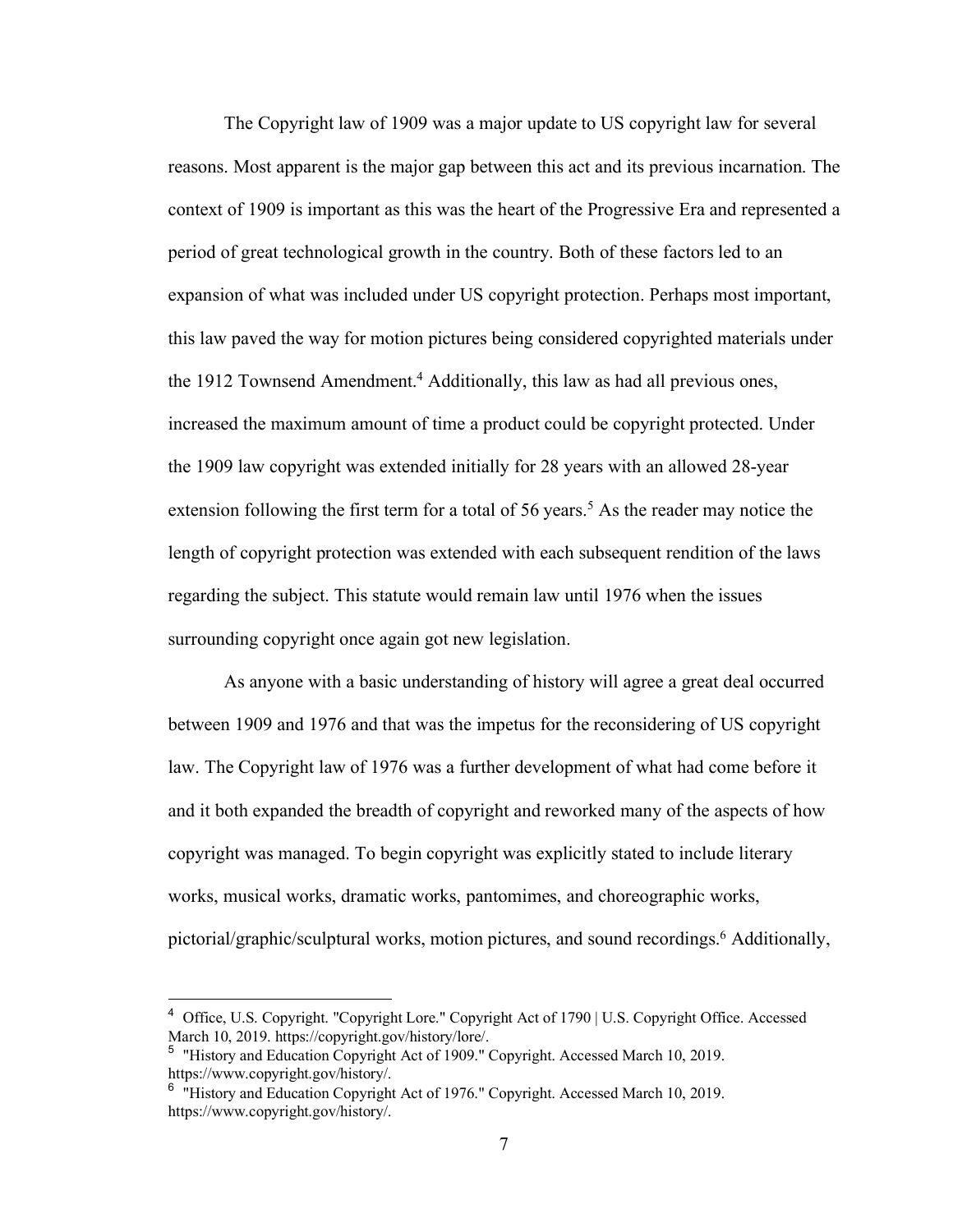The Copyright law of 1909 was a major update to US copyright law for several reasons. Most apparent is the major gap between this act and its previous incarnation. The context of 1909 is important as this was the heart of the Progressive Era and represented a period of great technological growth in the country. Both of these factors led to an expansion of what was included under US copyright protection. Perhaps most important, this law paved the way for motion pictures being considered copyrighted materials under the 1912 Townsend Amendment.[4] Additionally, this law as had all previous ones, increased the maximum amount of time a product could be copyright protected. Under the 1909 law copyright was extended initially for 28 years with an allowed 28-year extension following the first term for a total of 56 years.[5] As the reader may notice the length of copyright protection was extended with each subsequent rendition of the laws regarding the subject. This statute would remain law until 1976 when the issues surrounding copyright once again got new legislation.

As anyone with a basic understanding of history will agree a great deal occurred between 1909 and 1976 and that was the impetus for the reconsidering of US copyright law. The Copyright law of 1976 was a further development of what had come before it and it both expanded the breadth of copyright and reworked many of the aspects of how copyright was managed. To begin copyright was explicitly stated to include literary works, musical works, dramatic works, pantomimes, and choreographic works, pictorial/graphic/sculptural works, motion pictures, and sound recordings.[6] Additionally,

---

[4] Office, U.S. Copyright. "Copyright Lore." Copyright Act of 1790 | U.S. Copyright Office. Accessed March 10, 2019. https://copyright.gov/history/lore/.

[5] "History and Education Copyright Act of 1909." Copyright. Accessed March 10, 2019. https://www.copyright.gov/history/.

[6] "History and Education Copyright Act of 1976." Copyright. Accessed March 10, 2019. https://www.copyright.gov/history/.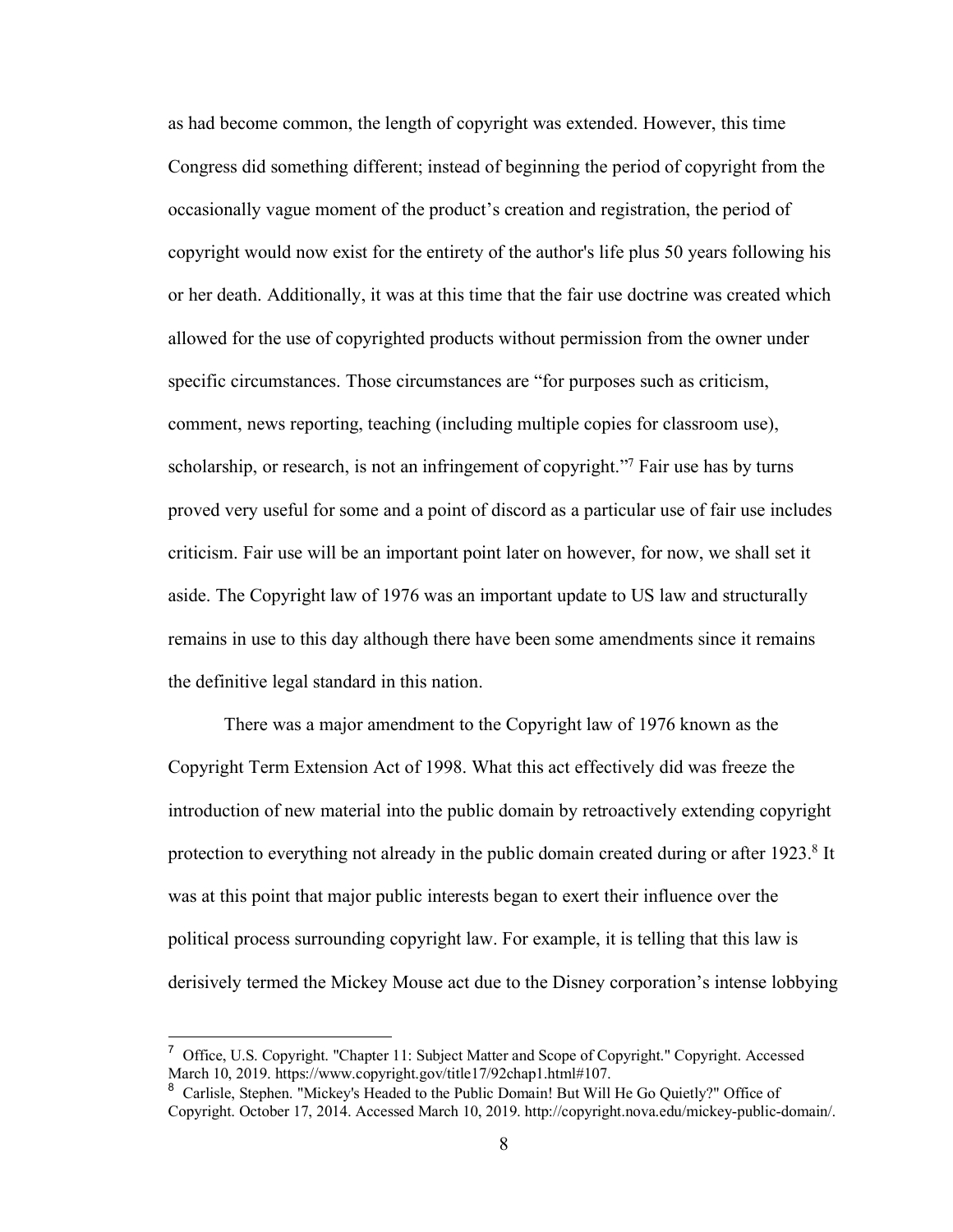as had become common, the length of copyright was extended. However, this time Congress did something different; instead of beginning the period of copyright from the occasionally vague moment of the product's creation and registration, the period of copyright would now exist for the entirety of the author's life plus 50 years following his or her death. Additionally, it was at this time that the fair use doctrine was created which allowed for the use of copyrighted products without permission from the owner under specific circumstances. Those circumstances are "for purposes such as criticism, comment, news reporting, teaching (including multiple copies for classroom use), scholarship, or research, is not an infringement of copyright."[7] Fair use has by turns proved very useful for some and a point of discord as a particular use of fair use includes criticism. Fair use will be an important point later on however, for now, we shall set it aside. The Copyright law of 1976 was an important update to US law and structurally remains in use to this day although there have been some amendments since it remains the definitive legal standard in this nation.

There was a major amendment to the Copyright law of 1976 known as the Copyright Term Extension Act of 1998. What this act effectively did was freeze the introduction of new material into the public domain by retroactively extending copyright protection to everything not already in the public domain created during or after 1923.[8] It was at this point that major public interests began to exert their influence over the political process surrounding copyright law. For example, it is telling that this law is derisively termed the Mickey Mouse act due to the Disney corporation's intense lobbying

---

[7] Office, U.S. Copyright. "Chapter 11: Subject Matter and Scope of Copyright." Copyright. Accessed March 10, 2019. https://www.copyright.gov/title17/92chap1.html#107.

[8] Carlisle, Stephen. "Mickey's Headed to the Public Domain! But Will He Go Quietly?" Office of Copyright. October 17, 2014. Accessed March 10, 2019. http://copyright.nova.edu/mickey-public-domain/.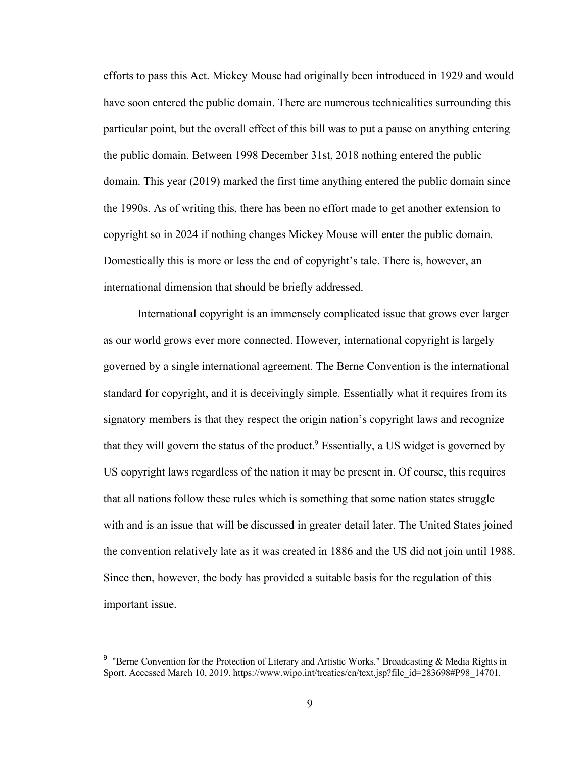efforts to pass this Act. Mickey Mouse had originally been introduced in 1929 and would have soon entered the public domain. There are numerous technicalities surrounding this particular point, but the overall effect of this bill was to put a pause on anything entering the public domain. Between 1998 December 31st, 2018 nothing entered the public domain. This year (2019) marked the first time anything entered the public domain since the 1990s. As of writing this, there has been no effort made to get another extension to copyright so in 2024 if nothing changes Mickey Mouse will enter the public domain. Domestically this is more or less the end of copyright's tale. There is, however, an international dimension that should be briefly addressed.

International copyright is an immensely complicated issue that grows ever larger as our world grows ever more connected. However, international copyright is largely governed by a single international agreement. The Berne Convention is the international standard for copyright, and it is deceivingly simple. Essentially what it requires from its signatory members is that they respect the origin nation's copyright laws and recognize that they will govern the status of the product.[9] Essentially, a US widget is governed by US copyright laws regardless of the nation it may be present in. Of course, this requires that all nations follow these rules which is something that some nation states struggle with and is an issue that will be discussed in greater detail later. The United States joined the convention relatively late as it was created in 1886 and the US did not join until 1988. Since then, however, the body has provided a suitable basis for the regulation of this important issue.

---

[9] "Berne Convention for the Protection of Literary and Artistic Works." Broadcasting & Media Rights in Sport. Accessed March 10, 2019. https://www.wipo.int/treaties/en/text.jsp?file_id=283698#P98_14701.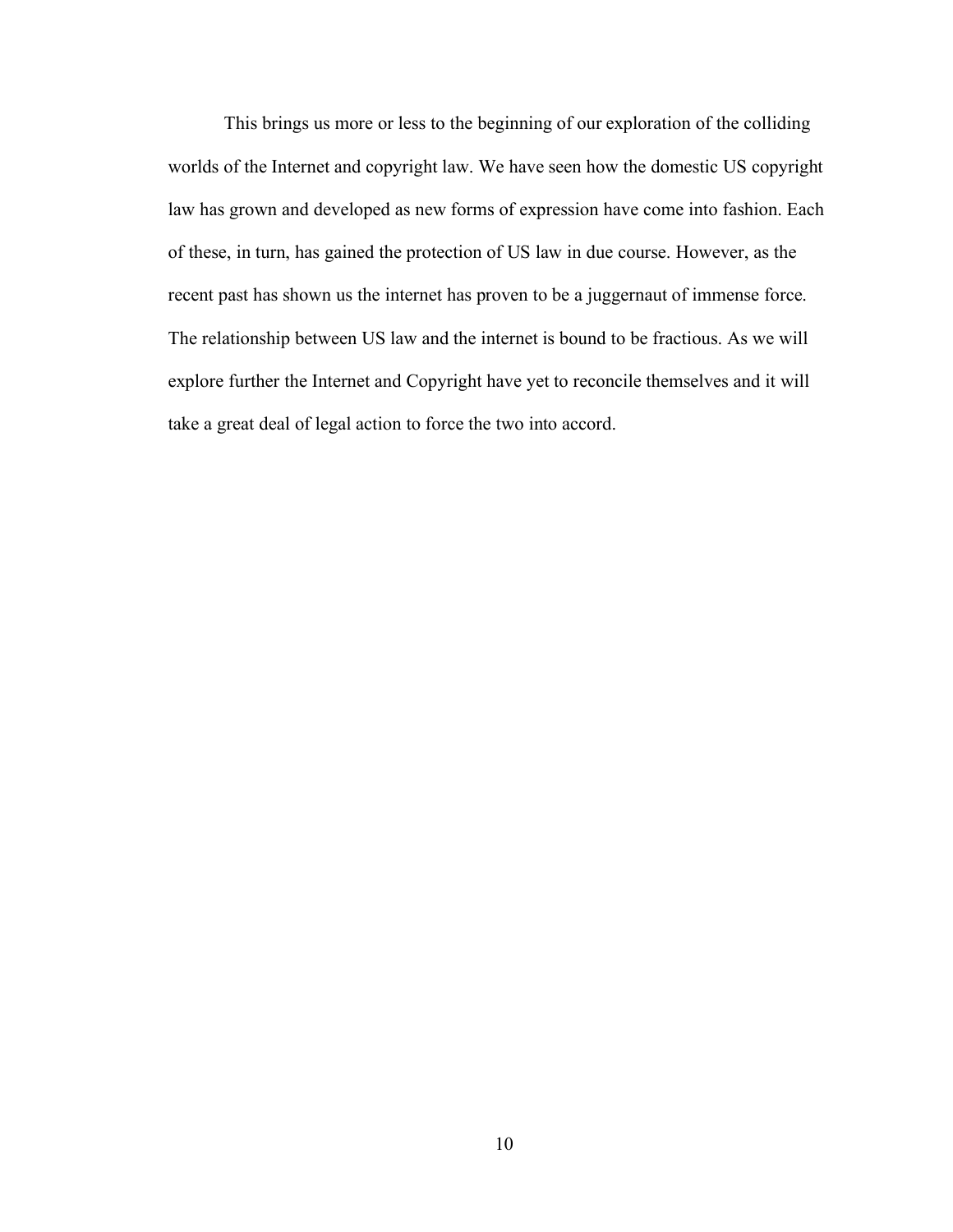This brings us more or less to the beginning of our exploration of the colliding worlds of the Internet and copyright law. We have seen how the domestic US copyright law has grown and developed as new forms of expression have come into fashion. Each of these, in turn, has gained the protection of US law in due course. However, as the recent past has shown us the internet has proven to be a juggernaut of immense force. The relationship between US law and the internet is bound to be fractious. As we will explore further the Internet and Copyright have yet to reconcile themselves and it will take a great deal of legal action to force the two into accord.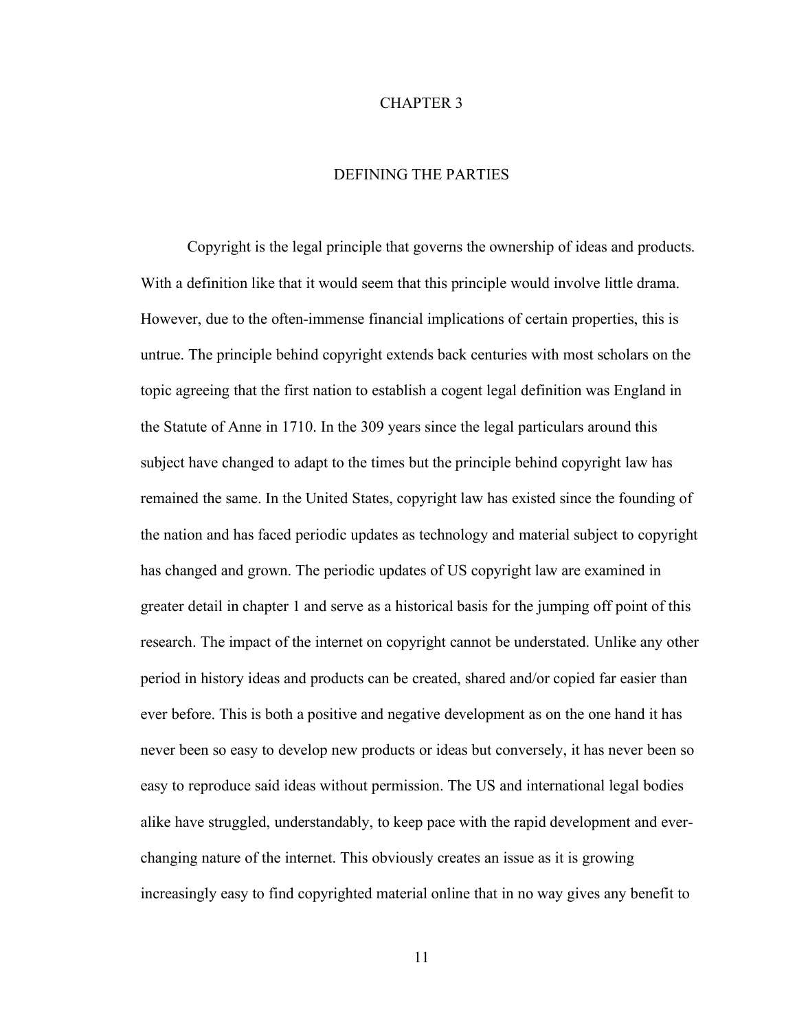# CHAPTER 3

## DEFINING THE PARTIES

Copyright is the legal principle that governs the ownership of ideas and products. With a definition like that it would seem that this principle would involve little drama. However, due to the often-immense financial implications of certain properties, this is untrue. The principle behind copyright extends back centuries with most scholars on the topic agreeing that the first nation to establish a cogent legal definition was England in the Statute of Anne in 1710. In the 309 years since the legal particulars around this subject have changed to adapt to the times but the principle behind copyright law has remained the same. In the United States, copyright law has existed since the founding of the nation and has faced periodic updates as technology and material subject to copyright has changed and grown. The periodic updates of US copyright law are examined in greater detail in chapter 1 and serve as a historical basis for the jumping off point of this research. The impact of the internet on copyright cannot be understated. Unlike any other period in history ideas and products can be created, shared and/or copied far easier than ever before. This is both a positive and negative development as on the one hand it has never been so easy to develop new products or ideas but conversely, it has never been so easy to reproduce said ideas without permission. The US and international legal bodies alike have struggled, understandably, to keep pace with the rapid development and ever-changing nature of the internet. This obviously creates an issue as it is growing increasingly easy to find copyrighted material online that in no way gives any benefit to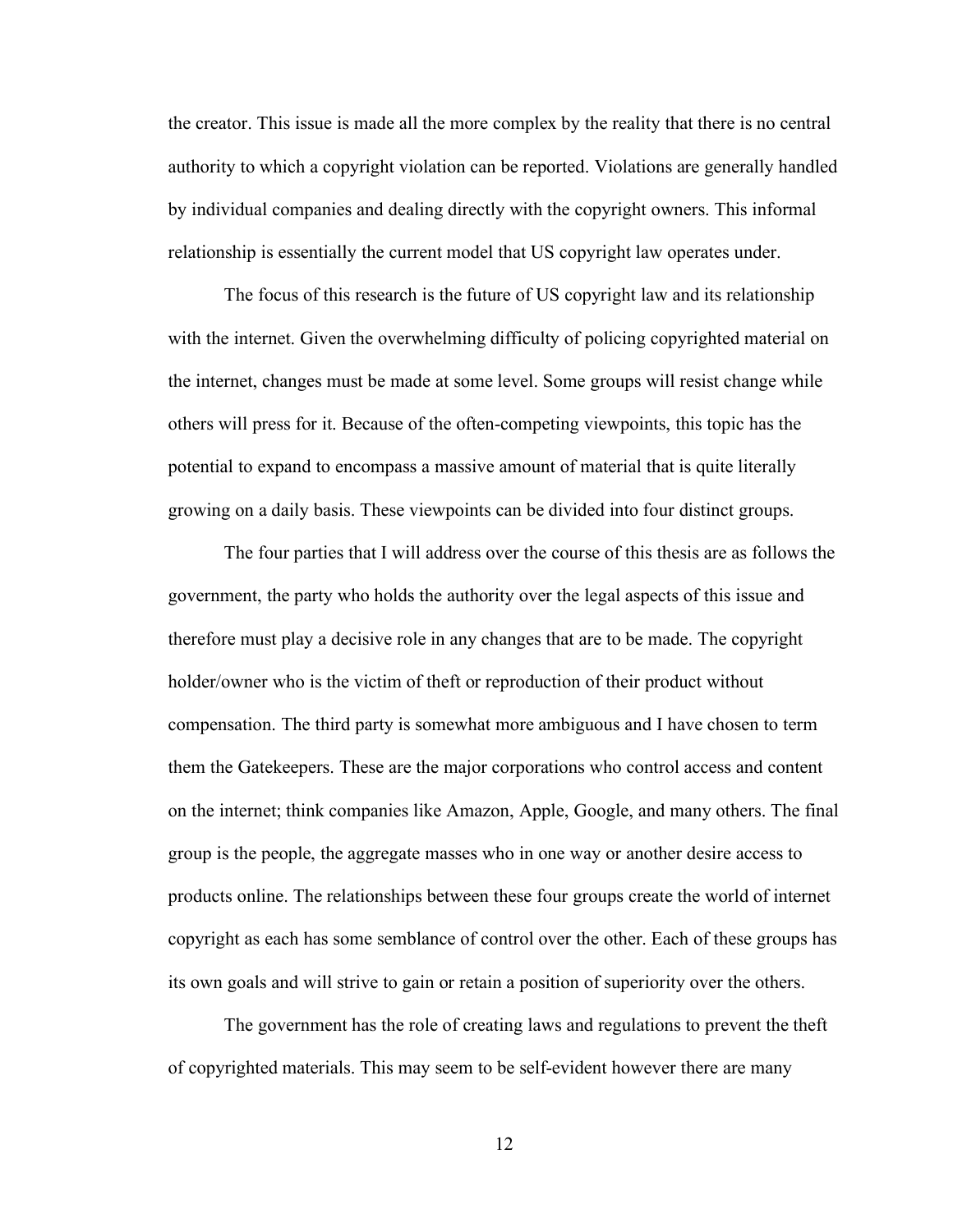the creator. This issue is made all the more complex by the reality that there is no central authority to which a copyright violation can be reported. Violations are generally handled by individual companies and dealing directly with the copyright owners. This informal relationship is essentially the current model that US copyright law operates under.

The focus of this research is the future of US copyright law and its relationship with the internet. Given the overwhelming difficulty of policing copyrighted material on the internet, changes must be made at some level. Some groups will resist change while others will press for it. Because of the often-competing viewpoints, this topic has the potential to expand to encompass a massive amount of material that is quite literally growing on a daily basis. These viewpoints can be divided into four distinct groups.

The four parties that I will address over the course of this thesis are as follows the government, the party who holds the authority over the legal aspects of this issue and therefore must play a decisive role in any changes that are to be made. The copyright holder/owner who is the victim of theft or reproduction of their product without compensation. The third party is somewhat more ambiguous and I have chosen to term them the Gatekeepers. These are the major corporations who control access and content on the internet; think companies like Amazon, Apple, Google, and many others. The final group is the people, the aggregate masses who in one way or another desire access to products online. The relationships between these four groups create the world of internet copyright as each has some semblance of control over the other. Each of these groups has its own goals and will strive to gain or retain a position of superiority over the others.

The government has the role of creating laws and regulations to prevent the theft of copyrighted materials. This may seem to be self-evident however there are many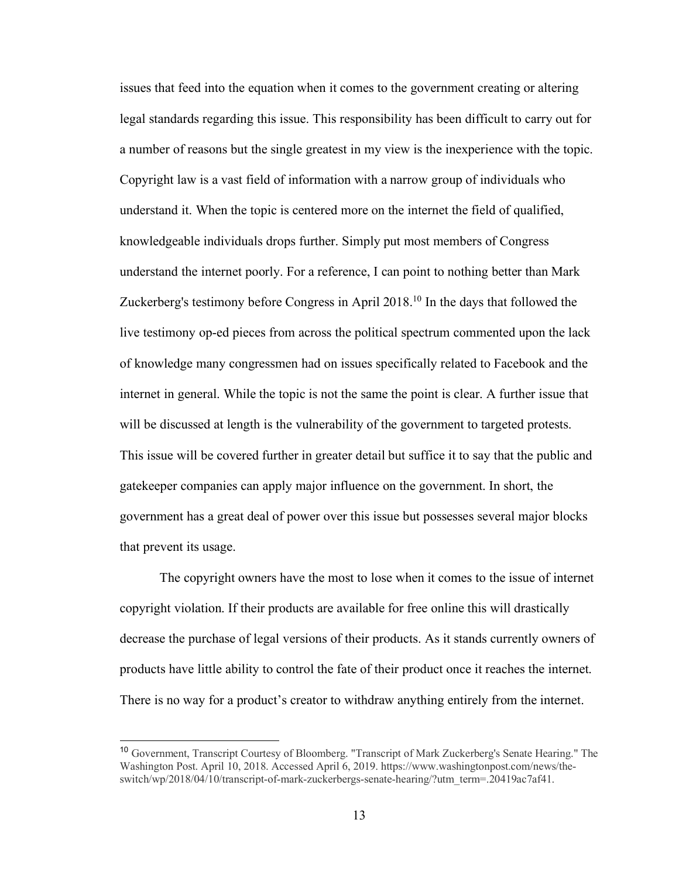issues that feed into the equation when it comes to the government creating or altering legal standards regarding this issue. This responsibility has been difficult to carry out for a number of reasons but the single greatest in my view is the inexperience with the topic. Copyright law is a vast field of information with a narrow group of individuals who understand it. When the topic is centered more on the internet the field of qualified, knowledgeable individuals drops further. Simply put most members of Congress understand the internet poorly. For a reference, I can point to nothing better than Mark Zuckerberg's testimony before Congress in April 2018.[10] In the days that followed the live testimony op-ed pieces from across the political spectrum commented upon the lack of knowledge many congressmen had on issues specifically related to Facebook and the internet in general. While the topic is not the same the point is clear. A further issue that will be discussed at length is the vulnerability of the government to targeted protests. This issue will be covered further in greater detail but suffice it to say that the public and gatekeeper companies can apply major influence on the government. In short, the government has a great deal of power over this issue but possesses several major blocks that prevent its usage.

The copyright owners have the most to lose when it comes to the issue of internet copyright violation. If their products are available for free online this will drastically decrease the purchase of legal versions of their products. As it stands currently owners of products have little ability to control the fate of their product once it reaches the internet. There is no way for a product's creator to withdraw anything entirely from the internet.

---

[10] Government, Transcript Courtesy of Bloomberg. "Transcript of Mark Zuckerberg's Senate Hearing." The Washington Post. April 10, 2018. Accessed April 6, 2019. https://www.washingtonpost.com/news/the-switch/wp/2018/04/10/transcript-of-mark-zuckerbergs-senate-hearing/?utm_term=.20419ac7af41.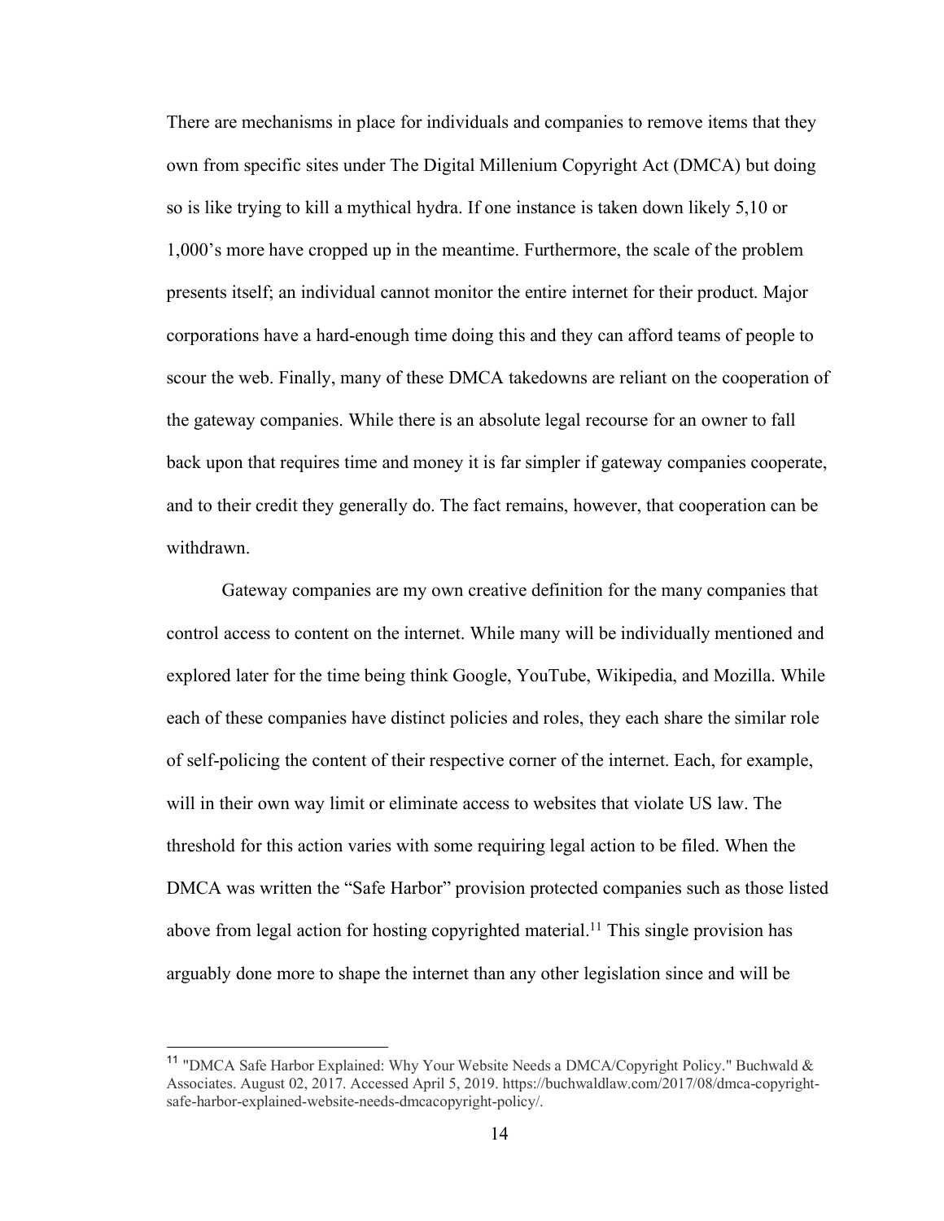There are mechanisms in place for individuals and companies to remove items that they own from specific sites under The Digital Millenium Copyright Act (DMCA) but doing so is like trying to kill a mythical hydra. If one instance is taken down likely 5,10 or 1,000's more have cropped up in the meantime. Furthermore, the scale of the problem presents itself; an individual cannot monitor the entire internet for their product. Major corporations have a hard-enough time doing this and they can afford teams of people to scour the web. Finally, many of these DMCA takedowns are reliant on the cooperation of the gateway companies. While there is an absolute legal recourse for an owner to fall back upon that requires time and money it is far simpler if gateway companies cooperate, and to their credit they generally do. The fact remains, however, that cooperation can be withdrawn.

Gateway companies are my own creative definition for the many companies that control access to content on the internet. While many will be individually mentioned and explored later for the time being think Google, YouTube, Wikipedia, and Mozilla. While each of these companies have distinct policies and roles, they each share the similar role of self-policing the content of their respective corner of the internet. Each, for example, will in their own way limit or eliminate access to websites that violate US law. The threshold for this action varies with some requiring legal action to be filed. When the DMCA was written the "Safe Harbor" provision protected companies such as those listed above from legal action for hosting copyrighted material.[11] This single provision has arguably done more to shape the internet than any other legislation since and will be

[11] "DMCA Safe Harbor Explained: Why Your Website Needs a DMCA/Copyright Policy." Buchwald & Associates. August 02, 2017. Accessed April 5, 2019. https://buchwaldlaw.com/2017/08/dmca-copyright-safe-harbor-explained-website-needs-dmcacopyright-policy/.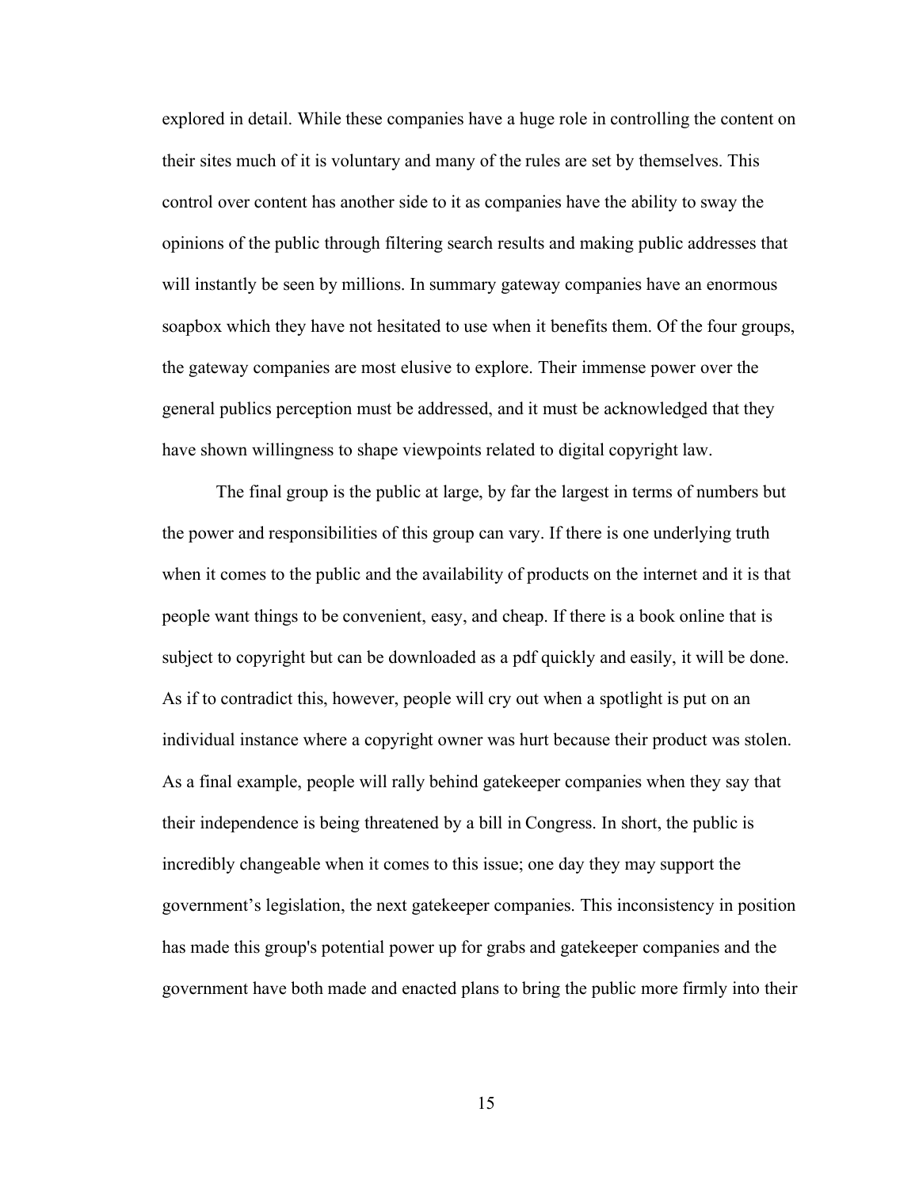explored in detail. While these companies have a huge role in controlling the content on their sites much of it is voluntary and many of the rules are set by themselves. This control over content has another side to it as companies have the ability to sway the opinions of the public through filtering search results and making public addresses that will instantly be seen by millions. In summary gateway companies have an enormous soapbox which they have not hesitated to use when it benefits them. Of the four groups, the gateway companies are most elusive to explore. Their immense power over the general publics perception must be addressed, and it must be acknowledged that they have shown willingness to shape viewpoints related to digital copyright law.

The final group is the public at large, by far the largest in terms of numbers but the power and responsibilities of this group can vary. If there is one underlying truth when it comes to the public and the availability of products on the internet and it is that people want things to be convenient, easy, and cheap. If there is a book online that is subject to copyright but can be downloaded as a pdf quickly and easily, it will be done. As if to contradict this, however, people will cry out when a spotlight is put on an individual instance where a copyright owner was hurt because their product was stolen. As a final example, people will rally behind gatekeeper companies when they say that their independence is being threatened by a bill in Congress. In short, the public is incredibly changeable when it comes to this issue; one day they may support the government's legislation, the next gatekeeper companies. This inconsistency in position has made this group's potential power up for grabs and gatekeeper companies and the government have both made and enacted plans to bring the public more firmly into their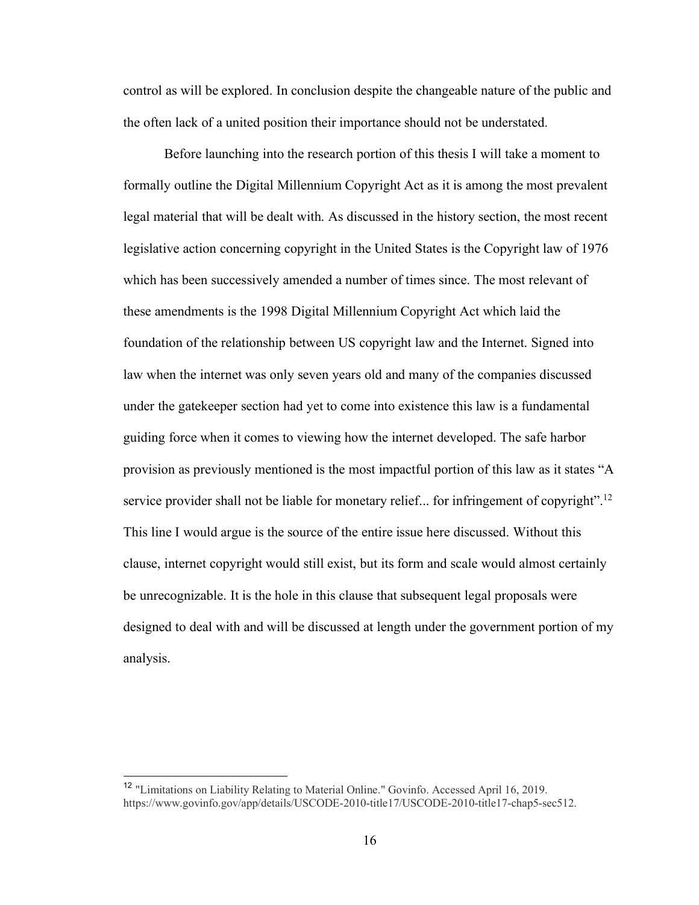control as will be explored. In conclusion despite the changeable nature of the public and the often lack of a united position their importance should not be understated.

Before launching into the research portion of this thesis I will take a moment to formally outline the Digital Millennium Copyright Act as it is among the most prevalent legal material that will be dealt with. As discussed in the history section, the most recent legislative action concerning copyright in the United States is the Copyright law of 1976 which has been successively amended a number of times since. The most relevant of these amendments is the 1998 Digital Millennium Copyright Act which laid the foundation of the relationship between US copyright law and the Internet. Signed into law when the internet was only seven years old and many of the companies discussed under the gatekeeper section had yet to come into existence this law is a fundamental guiding force when it comes to viewing how the internet developed. The safe harbor provision as previously mentioned is the most impactful portion of this law as it states "A service provider shall not be liable for monetary relief... for infringement of copyright".[12] This line I would argue is the source of the entire issue here discussed. Without this clause, internet copyright would still exist, but its form and scale would almost certainly be unrecognizable. It is the hole in this clause that subsequent legal proposals were designed to deal with and will be discussed at length under the government portion of my analysis.

---

[12] "Limitations on Liability Relating to Material Online." Govinfo. Accessed April 16, 2019. https://www.govinfo.gov/app/details/USCODE-2010-title17/USCODE-2010-title17-chap5-sec512.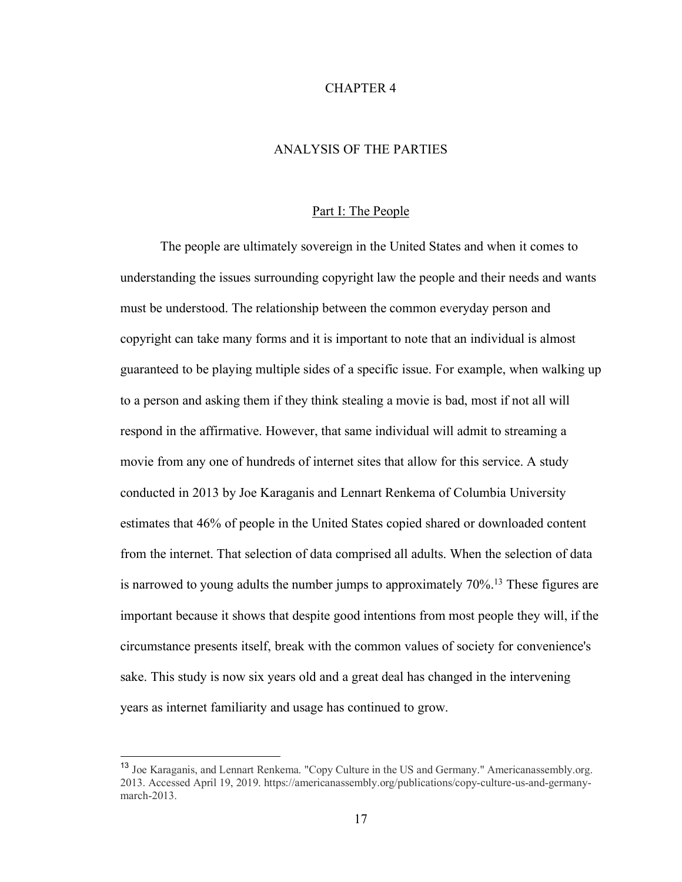# CHAPTER 4

## ANALYSIS OF THE PARTIES

### Part I: The People

The people are ultimately sovereign in the United States and when it comes to understanding the issues surrounding copyright law the people and their needs and wants must be understood. The relationship between the common everyday person and copyright can take many forms and it is important to note that an individual is almost guaranteed to be playing multiple sides of a specific issue. For example, when walking up to a person and asking them if they think stealing a movie is bad, most if not all will respond in the affirmative. However, that same individual will admit to streaming a movie from any one of hundreds of internet sites that allow for this service. A study conducted in 2013 by Joe Karaganis and Lennart Renkema of Columbia University estimates that 46% of people in the United States copied shared or downloaded content from the internet. That selection of data comprised all adults. When the selection of data is narrowed to young adults the number jumps to approximately 70%.[13] These figures are important because it shows that despite good intentions from most people they will, if the circumstance presents itself, break with the common values of society for convenience's sake. This study is now six years old and a great deal has changed in the intervening years as internet familiarity and usage has continued to grow.

---

[13] Joe Karaganis, and Lennart Renkema. "Copy Culture in the US and Germany." Americanassembly.org. 2013. Accessed April 19, 2019. https://americanassembly.org/publications/copy-culture-us-and-germany-march-2013.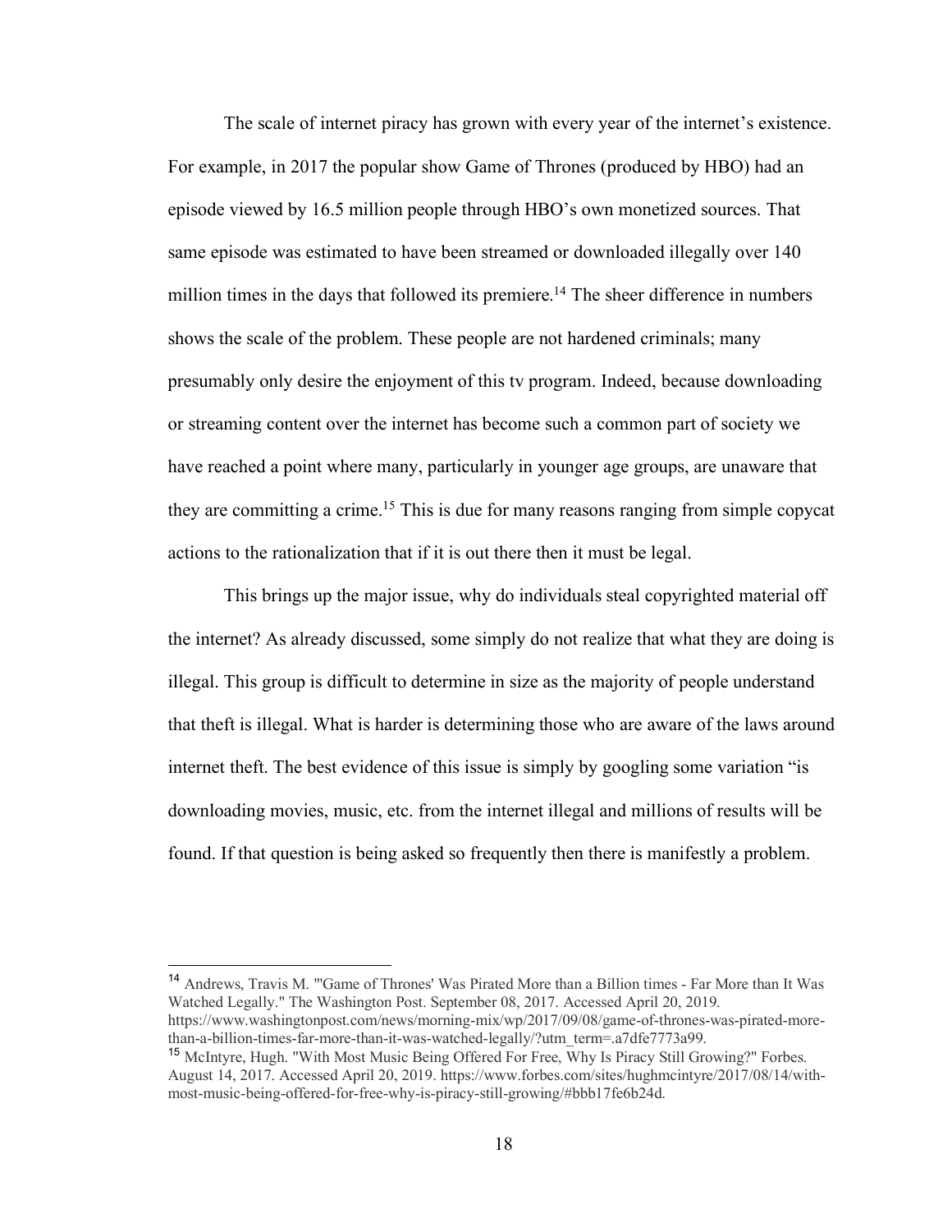The scale of internet piracy has grown with every year of the internet's existence. For example, in 2017 the popular show Game of Thrones (produced by HBO) had an episode viewed by 16.5 million people through HBO's own monetized sources. That same episode was estimated to have been streamed or downloaded illegally over 140 million times in the days that followed its premiere.[14] The sheer difference in numbers shows the scale of the problem. These people are not hardened criminals; many presumably only desire the enjoyment of this tv program. Indeed, because downloading or streaming content over the internet has become such a common part of society we have reached a point where many, particularly in younger age groups, are unaware that they are committing a crime.[15] This is due for many reasons ranging from simple copycat actions to the rationalization that if it is out there then it must be legal.

This brings up the major issue, why do individuals steal copyrighted material off the internet? As already discussed, some simply do not realize that what they are doing is illegal. This group is difficult to determine in size as the majority of people understand that theft is illegal. What is harder is determining those who are aware of the laws around internet theft. The best evidence of this issue is simply by googling some variation "is downloading movies, music, etc. from the internet illegal and millions of results will be found. If that question is being asked so frequently then there is manifestly a problem.

---

[14] Andrews, Travis M. "'Game of Thrones' Was Pirated More than a Billion times - Far More than It Was Watched Legally." The Washington Post. September 08, 2017. Accessed April 20, 2019. https://www.washingtonpost.com/news/morning-mix/wp/2017/09/08/game-of-thrones-was-pirated-more-than-a-billion-times-far-more-than-it-was-watched-legally/?utm_term=.a7dfe7773a99.

[15] McIntyre, Hugh. "With Most Music Being Offered For Free, Why Is Piracy Still Growing?" Forbes. August 14, 2017. Accessed April 20, 2019. https://www.forbes.com/sites/hughmcintyre/2017/08/14/with-most-music-being-offered-for-free-why-is-piracy-still-growing/#bbb17fe6b24d.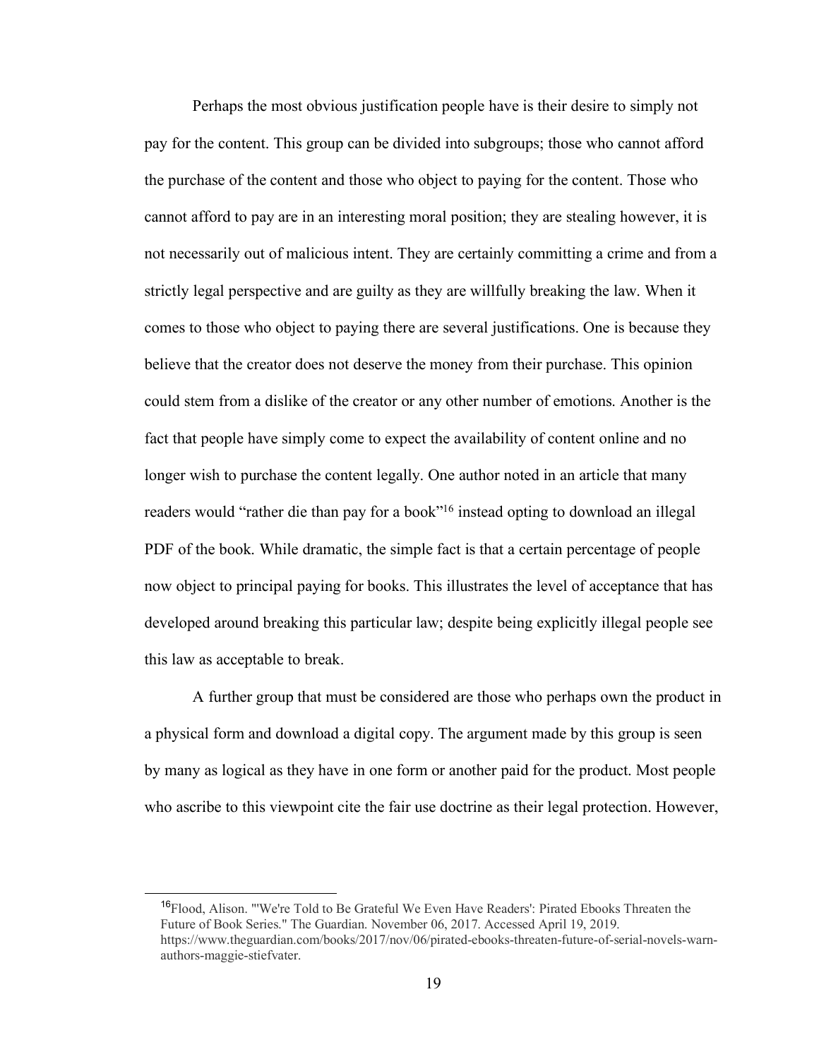Perhaps the most obvious justification people have is their desire to simply not pay for the content. This group can be divided into subgroups; those who cannot afford the purchase of the content and those who object to paying for the content. Those who cannot afford to pay are in an interesting moral position; they are stealing however, it is not necessarily out of malicious intent. They are certainly committing a crime and from a strictly legal perspective and are guilty as they are willfully breaking the law. When it comes to those who object to paying there are several justifications. One is because they believe that the creator does not deserve the money from their purchase. This opinion could stem from a dislike of the creator or any other number of emotions. Another is the fact that people have simply come to expect the availability of content online and no longer wish to purchase the content legally. One author noted in an article that many readers would "rather die than pay for a book"[16] instead opting to download an illegal PDF of the book. While dramatic, the simple fact is that a certain percentage of people now object to principal paying for books. This illustrates the level of acceptance that has developed around breaking this particular law; despite being explicitly illegal people see this law as acceptable to break.

A further group that must be considered are those who perhaps own the product in a physical form and download a digital copy. The argument made by this group is seen by many as logical as they have in one form or another paid for the product. Most people who ascribe to this viewpoint cite the fair use doctrine as their legal protection. However,

---

[16] Flood, Alison. "'We're Told to Be Grateful We Even Have Readers': Pirated Ebooks Threaten the Future of Book Series." The Guardian. November 06, 2017. Accessed April 19, 2019. https://www.theguardian.com/books/2017/nov/06/pirated-ebooks-threaten-future-of-serial-novels-warn-authors-maggie-stiefvater.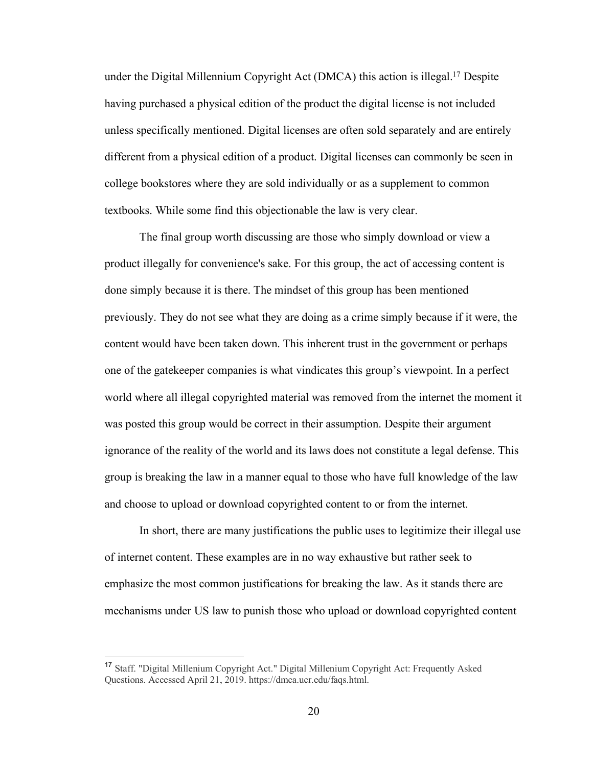under the Digital Millennium Copyright Act (DMCA) this action is illegal.[17] Despite having purchased a physical edition of the product the digital license is not included unless specifically mentioned. Digital licenses are often sold separately and are entirely different from a physical edition of a product. Digital licenses can commonly be seen in college bookstores where they are sold individually or as a supplement to common textbooks. While some find this objectionable the law is very clear.

The final group worth discussing are those who simply download or view a product illegally for convenience's sake. For this group, the act of accessing content is done simply because it is there. The mindset of this group has been mentioned previously. They do not see what they are doing as a crime simply because if it were, the content would have been taken down. This inherent trust in the government or perhaps one of the gatekeeper companies is what vindicates this group's viewpoint. In a perfect world where all illegal copyrighted material was removed from the internet the moment it was posted this group would be correct in their assumption. Despite their argument ignorance of the reality of the world and its laws does not constitute a legal defense. This group is breaking the law in a manner equal to those who have full knowledge of the law and choose to upload or download copyrighted content to or from the internet.

In short, there are many justifications the public uses to legitimize their illegal use of internet content. These examples are in no way exhaustive but rather seek to emphasize the most common justifications for breaking the law. As it stands there are mechanisms under US law to punish those who upload or download copyrighted content

---

[17] Staff. "Digital Millenium Copyright Act." Digital Millenium Copyright Act: Frequently Asked Questions. Accessed April 21, 2019. https://dmca.ucr.edu/faqs.html.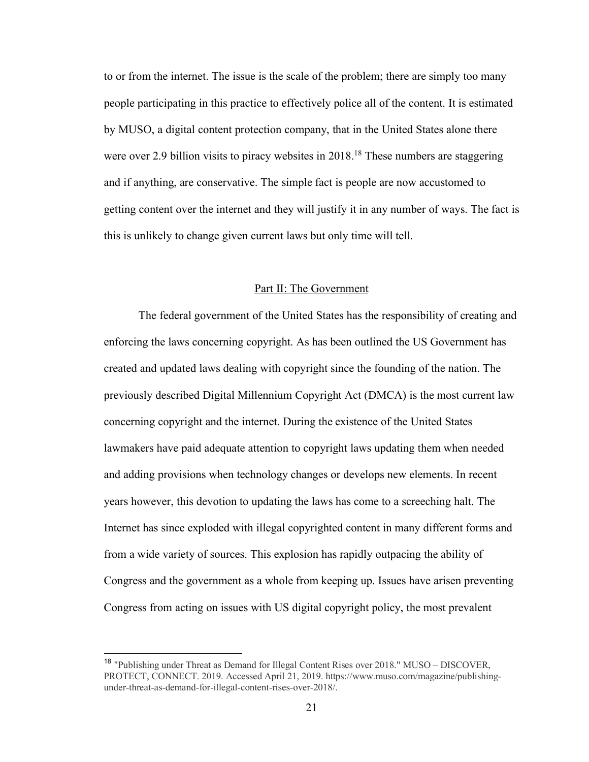to or from the internet. The issue is the scale of the problem; there are simply too many people participating in this practice to effectively police all of the content. It is estimated by MUSO, a digital content protection company, that in the United States alone there were over 2.9 billion visits to piracy websites in 2018.[18] These numbers are staggering and if anything, are conservative. The simple fact is people are now accustomed to getting content over the internet and they will justify it in any number of ways. The fact is this is unlikely to change given current laws but only time will tell.

## Part II: The Government

The federal government of the United States has the responsibility of creating and enforcing the laws concerning copyright. As has been outlined the US Government has created and updated laws dealing with copyright since the founding of the nation. The previously described Digital Millennium Copyright Act (DMCA) is the most current law concerning copyright and the internet. During the existence of the United States lawmakers have paid adequate attention to copyright laws updating them when needed and adding provisions when technology changes or develops new elements. In recent years however, this devotion to updating the laws has come to a screeching halt. The Internet has since exploded with illegal copyrighted content in many different forms and from a wide variety of sources. This explosion has rapidly outpacing the ability of Congress and the government as a whole from keeping up. Issues have arisen preventing Congress from acting on issues with US digital copyright policy, the most prevalent

[18] "Publishing under Threat as Demand for Illegal Content Rises over 2018." MUSO – DISCOVER, PROTECT, CONNECT. 2019. Accessed April 21, 2019. https://www.muso.com/magazine/publishing-under-threat-as-demand-for-illegal-content-rises-over-2018/.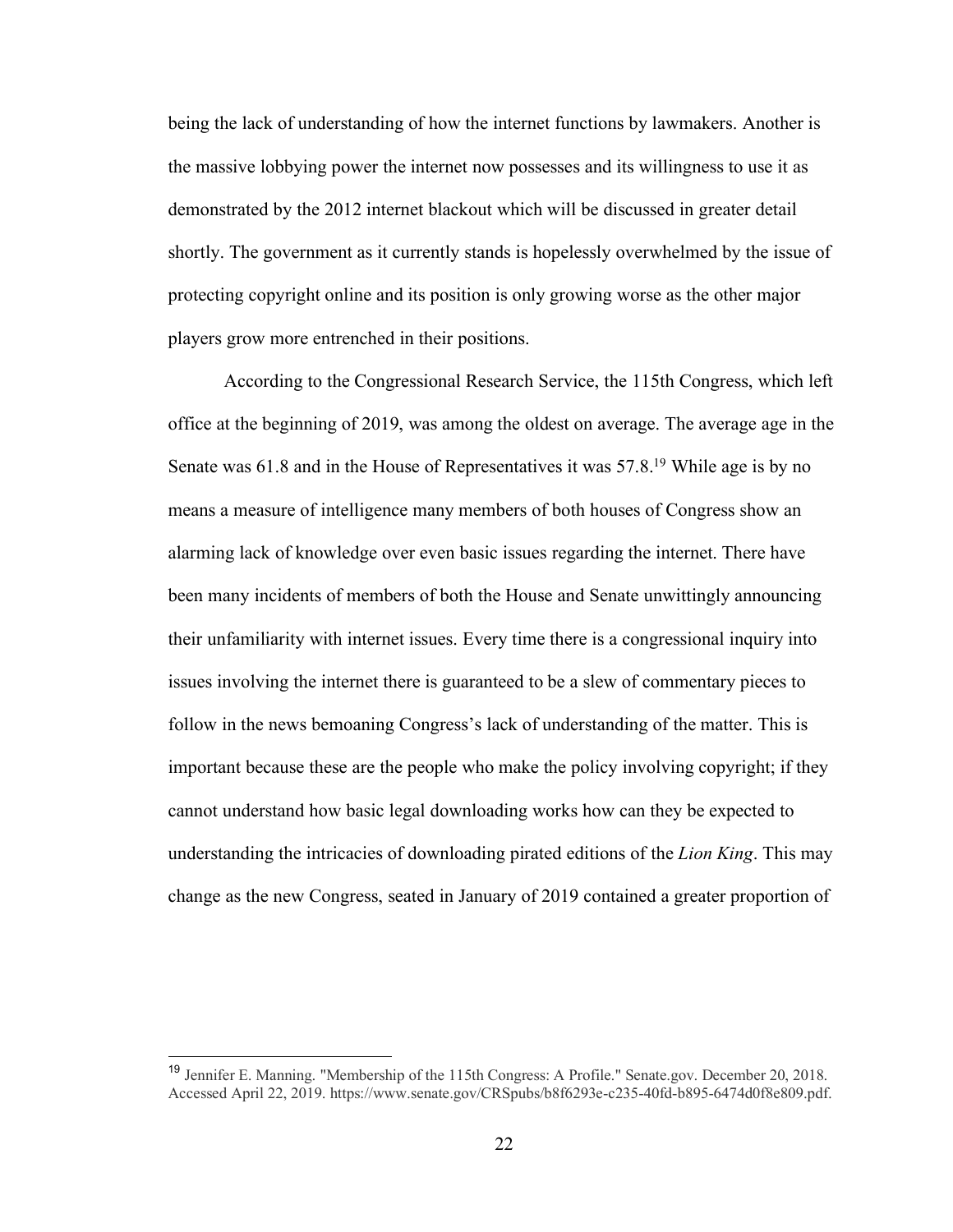being the lack of understanding of how the internet functions by lawmakers. Another is the massive lobbying power the internet now possesses and its willingness to use it as demonstrated by the 2012 internet blackout which will be discussed in greater detail shortly. The government as it currently stands is hopelessly overwhelmed by the issue of protecting copyright online and its position is only growing worse as the other major players grow more entrenched in their positions.

According to the Congressional Research Service, the 115th Congress, which left office at the beginning of 2019, was among the oldest on average. The average age in the Senate was 61.8 and in the House of Representatives it was 57.8.[19] While age is by no means a measure of intelligence many members of both houses of Congress show an alarming lack of knowledge over even basic issues regarding the internet. There have been many incidents of members of both the House and Senate unwittingly announcing their unfamiliarity with internet issues. Every time there is a congressional inquiry into issues involving the internet there is guaranteed to be a slew of commentary pieces to follow in the news bemoaning Congress's lack of understanding of the matter. This is important because these are the people who make the policy involving copyright; if they cannot understand how basic legal downloading works how can they be expected to understanding the intricacies of downloading pirated editions of the *Lion King*. This may change as the new Congress, seated in January of 2019 contained a greater proportion of

---

[19] Jennifer E. Manning. "Membership of the 115th Congress: A Profile." Senate.gov. December 20, 2018. Accessed April 22, 2019. https://www.senate.gov/CRSpubs/b8f6293e-c235-40fd-b895-6474d0f8e809.pdf.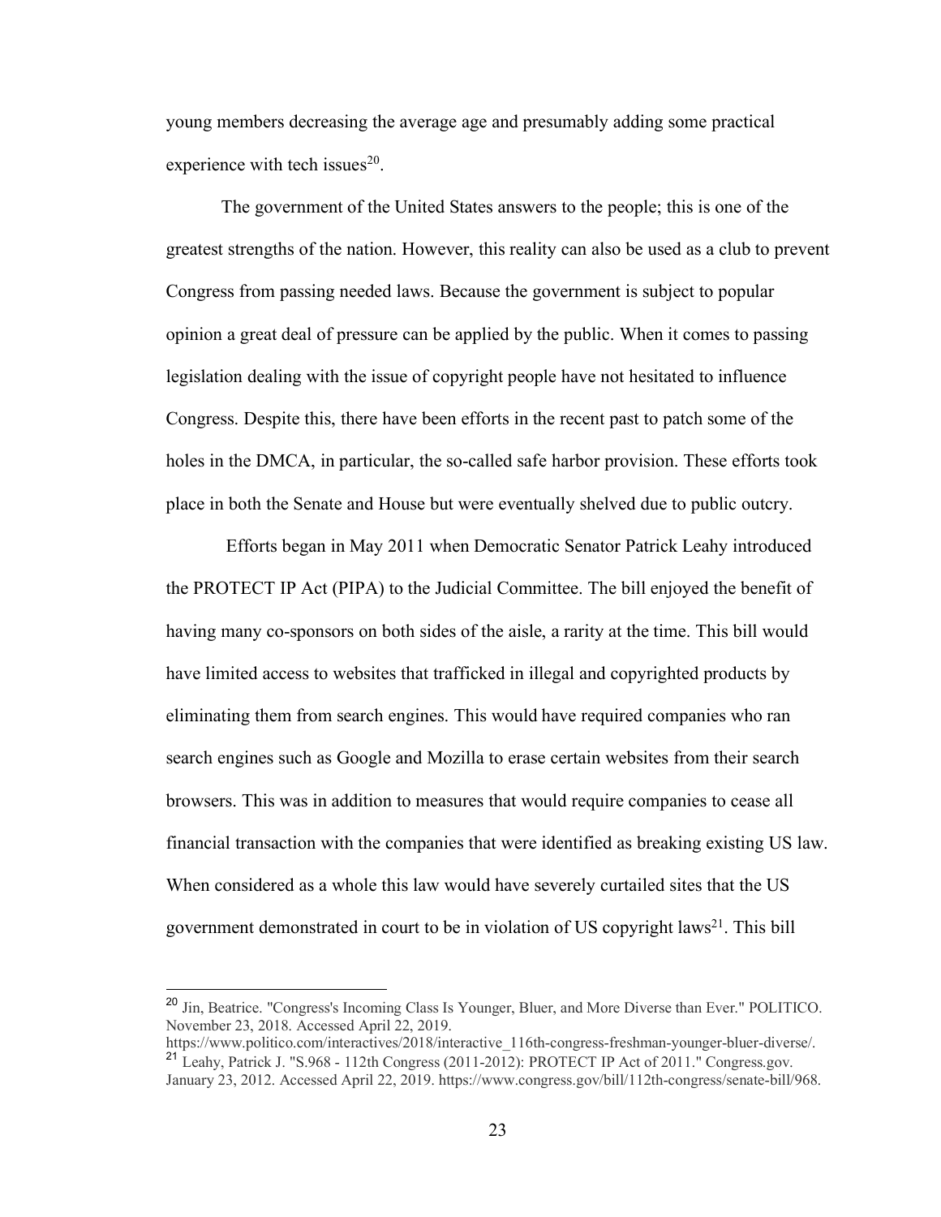young members decreasing the average age and presumably adding some practical experience with tech issues[20].

The government of the United States answers to the people; this is one of the greatest strengths of the nation. However, this reality can also be used as a club to prevent Congress from passing needed laws. Because the government is subject to popular opinion a great deal of pressure can be applied by the public. When it comes to passing legislation dealing with the issue of copyright people have not hesitated to influence Congress. Despite this, there have been efforts in the recent past to patch some of the holes in the DMCA, in particular, the so-called safe harbor provision. These efforts took place in both the Senate and House but were eventually shelved due to public outcry.

Efforts began in May 2011 when Democratic Senator Patrick Leahy introduced the PROTECT IP Act (PIPA) to the Judicial Committee. The bill enjoyed the benefit of having many co-sponsors on both sides of the aisle, a rarity at the time. This bill would have limited access to websites that trafficked in illegal and copyrighted products by eliminating them from search engines. This would have required companies who ran search engines such as Google and Mozilla to erase certain websites from their search browsers. This was in addition to measures that would require companies to cease all financial transaction with the companies that were identified as breaking existing US law. When considered as a whole this law would have severely curtailed sites that the US government demonstrated in court to be in violation of US copyright laws[21]. This bill

[20] Jin, Beatrice. "Congress's Incoming Class Is Younger, Bluer, and More Diverse than Ever." POLITICO. November 23, 2018. Accessed April 22, 2019. https://www.politico.com/interactives/2018/interactive_116th-congress-freshman-younger-bluer-diverse/.

[21] Leahy, Patrick J. "S.968 - 112th Congress (2011-2012): PROTECT IP Act of 2011." Congress.gov. January 23, 2012. Accessed April 22, 2019. https://www.congress.gov/bill/112th-congress/senate-bill/968.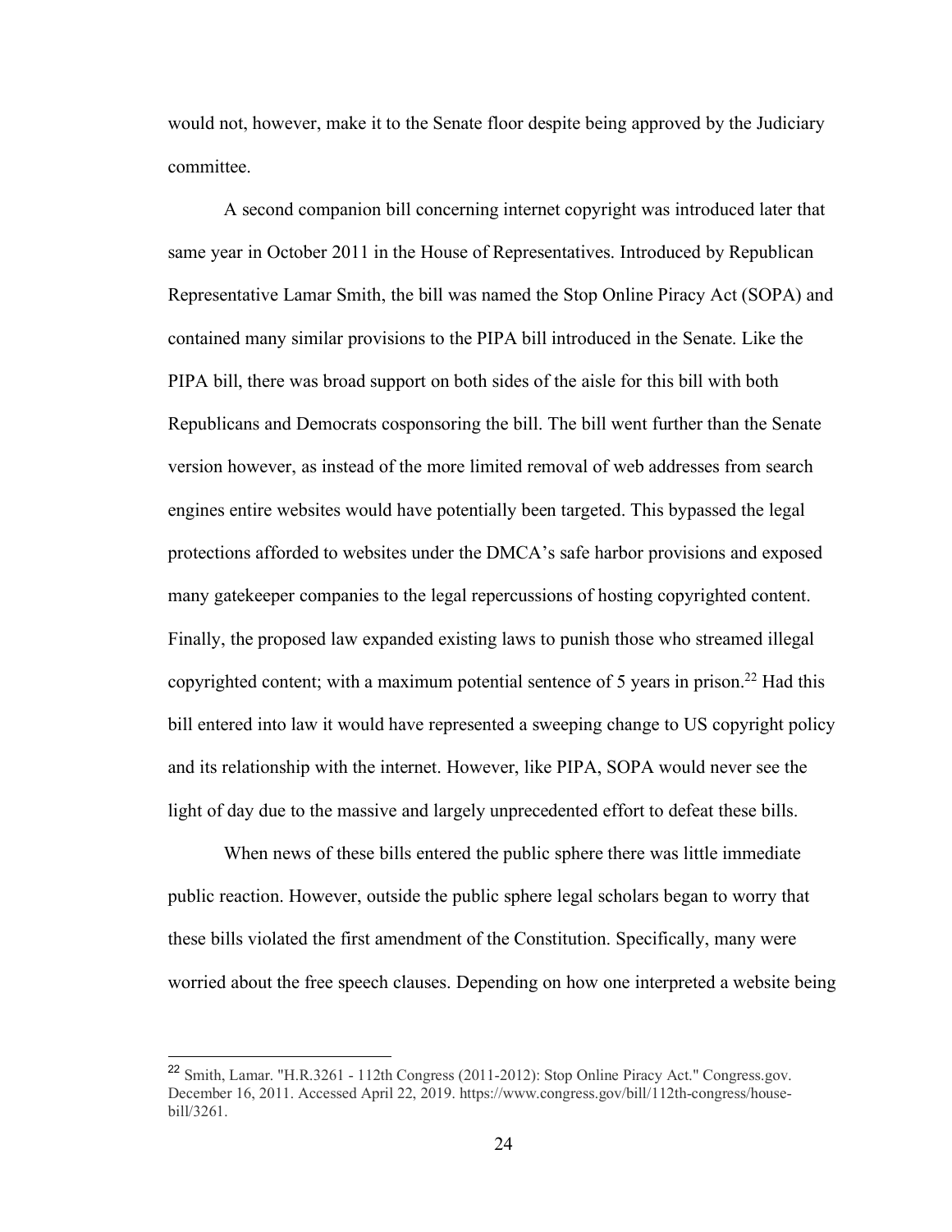would not, however, make it to the Senate floor despite being approved by the Judiciary committee.

A second companion bill concerning internet copyright was introduced later that same year in October 2011 in the House of Representatives. Introduced by Republican Representative Lamar Smith, the bill was named the Stop Online Piracy Act (SOPA) and contained many similar provisions to the PIPA bill introduced in the Senate. Like the PIPA bill, there was broad support on both sides of the aisle for this bill with both Republicans and Democrats cosponsoring the bill. The bill went further than the Senate version however, as instead of the more limited removal of web addresses from search engines entire websites would have potentially been targeted. This bypassed the legal protections afforded to websites under the DMCA's safe harbor provisions and exposed many gatekeeper companies to the legal repercussions of hosting copyrighted content. Finally, the proposed law expanded existing laws to punish those who streamed illegal copyrighted content; with a maximum potential sentence of 5 years in prison.[22] Had this bill entered into law it would have represented a sweeping change to US copyright policy and its relationship with the internet. However, like PIPA, SOPA would never see the light of day due to the massive and largely unprecedented effort to defeat these bills.

When news of these bills entered the public sphere there was little immediate public reaction. However, outside the public sphere legal scholars began to worry that these bills violated the first amendment of the Constitution. Specifically, many were worried about the free speech clauses. Depending on how one interpreted a website being

---

[22] Smith, Lamar. "H.R.3261 - 112th Congress (2011-2012): Stop Online Piracy Act." Congress.gov. December 16, 2011. Accessed April 22, 2019. https://www.congress.gov/bill/112th-congress/house-bill/3261.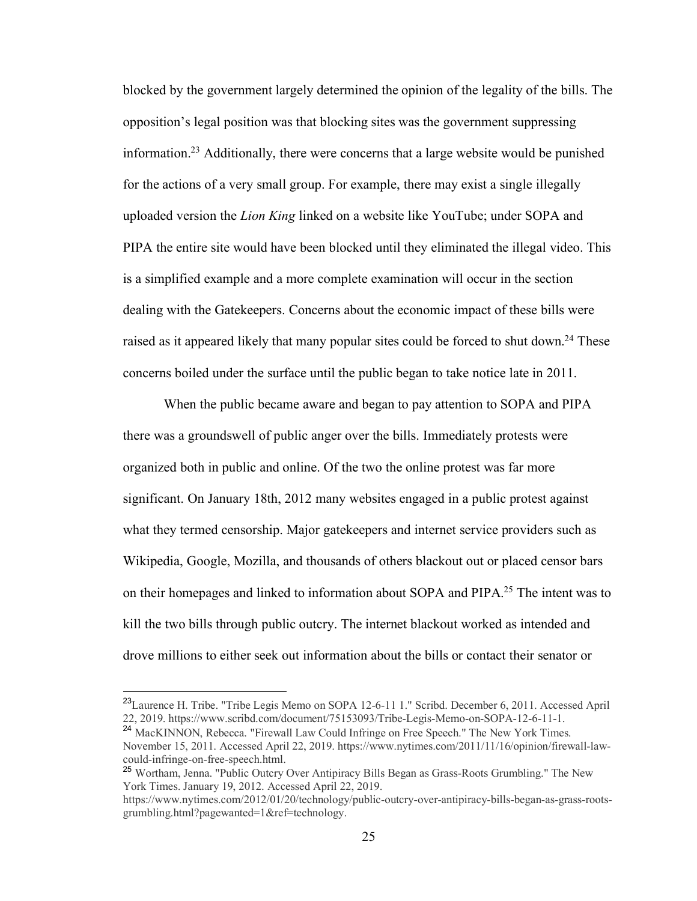blocked by the government largely determined the opinion of the legality of the bills. The opposition's legal position was that blocking sites was the government suppressing information.[23] Additionally, there were concerns that a large website would be punished for the actions of a very small group. For example, there may exist a single illegally uploaded version the *Lion King* linked on a website like YouTube; under SOPA and PIPA the entire site would have been blocked until they eliminated the illegal video. This is a simplified example and a more complete examination will occur in the section dealing with the Gatekeepers. Concerns about the economic impact of these bills were raised as it appeared likely that many popular sites could be forced to shut down.[24] These concerns boiled under the surface until the public began to take notice late in 2011.

When the public became aware and began to pay attention to SOPA and PIPA there was a groundswell of public anger over the bills. Immediately protests were organized both in public and online. Of the two the online protest was far more significant. On January 18th, 2012 many websites engaged in a public protest against what they termed censorship. Major gatekeepers and internet service providers such as Wikipedia, Google, Mozilla, and thousands of others blackout out or placed censor bars on their homepages and linked to information about SOPA and PIPA.[25] The intent was to kill the two bills through public outcry. The internet blackout worked as intended and drove millions to either seek out information about the bills or contact their senator or

---

[23] Laurence H. Tribe. "Tribe Legis Memo on SOPA 12-6-11 1." Scribd. December 6, 2011. Accessed April 22, 2019. https://www.scribd.com/document/75153093/Tribe-Legis-Memo-on-SOPA-12-6-11-1.

[24] MacKINNON, Rebecca. "Firewall Law Could Infringe on Free Speech." The New York Times. November 15, 2011. Accessed April 22, 2019. https://www.nytimes.com/2011/11/16/opinion/firewall-law-could-infringe-on-free-speech.html.

[25] Wortham, Jenna. "Public Outcry Over Antipiracy Bills Began as Grass-Roots Grumbling." The New York Times. January 19, 2012. Accessed April 22, 2019. https://www.nytimes.com/2012/01/20/technology/public-outcry-over-antipiracy-bills-began-as-grass-roots-grumbling.html?pagewanted=1&ref=technology.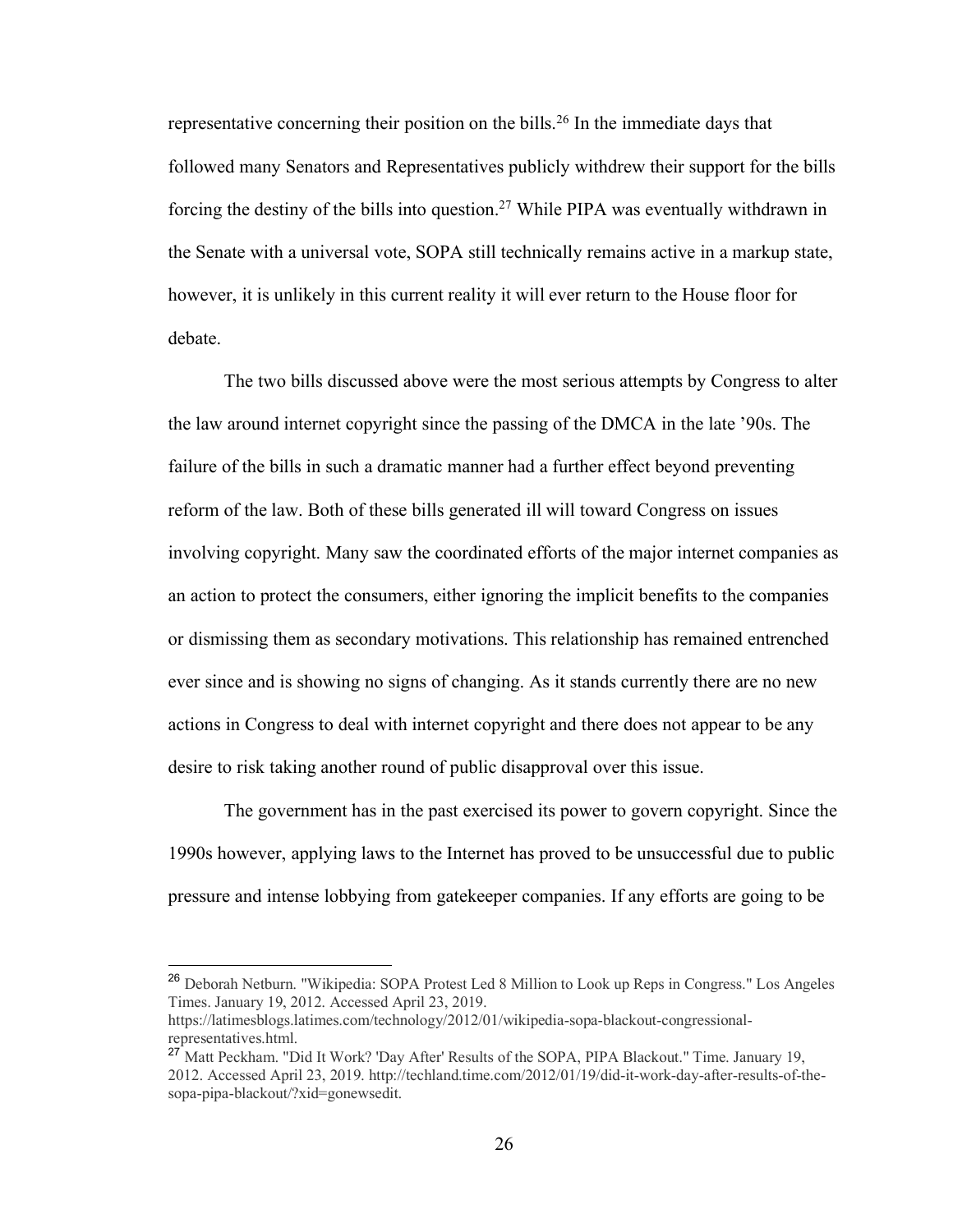representative concerning their position on the bills.[26] In the immediate days that followed many Senators and Representatives publicly withdrew their support for the bills forcing the destiny of the bills into question.[27] While PIPA was eventually withdrawn in the Senate with a universal vote, SOPA still technically remains active in a markup state, however, it is unlikely in this current reality it will ever return to the House floor for debate.

The two bills discussed above were the most serious attempts by Congress to alter the law around internet copyright since the passing of the DMCA in the late '90s. The failure of the bills in such a dramatic manner had a further effect beyond preventing reform of the law. Both of these bills generated ill will toward Congress on issues involving copyright. Many saw the coordinated efforts of the major internet companies as an action to protect the consumers, either ignoring the implicit benefits to the companies or dismissing them as secondary motivations. This relationship has remained entrenched ever since and is showing no signs of changing. As it stands currently there are no new actions in Congress to deal with internet copyright and there does not appear to be any desire to risk taking another round of public disapproval over this issue.

The government has in the past exercised its power to govern copyright. Since the 1990s however, applying laws to the Internet has proved to be unsuccessful due to public pressure and intense lobbying from gatekeeper companies. If any efforts are going to be

---

[26] Deborah Netburn. "Wikipedia: SOPA Protest Led 8 Million to Look up Reps in Congress." Los Angeles Times. January 19, 2012. Accessed April 23, 2019. https://latimesblogs.latimes.com/technology/2012/01/wikipedia-sopa-blackout-congressional-representatives.html.

[27] Matt Peckham. "Did It Work? 'Day After' Results of the SOPA, PIPA Blackout." Time. January 19, 2012. Accessed April 23, 2019. http://techland.time.com/2012/01/19/did-it-work-day-after-results-of-the-sopa-pipa-blackout/?xid=gonewsedit.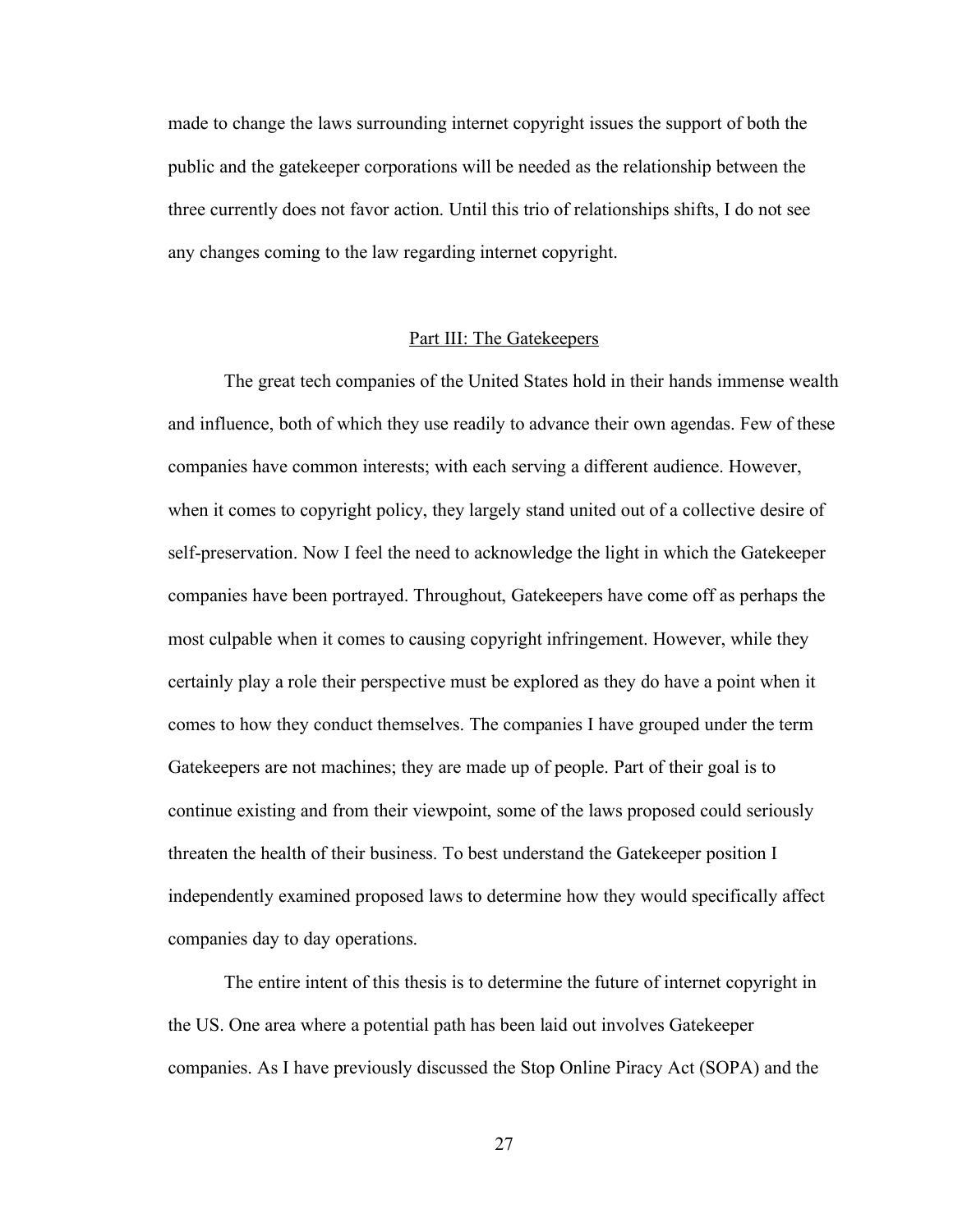made to change the laws surrounding internet copyright issues the support of both the public and the gatekeeper corporations will be needed as the relationship between the three currently does not favor action. Until this trio of relationships shifts, I do not see any changes coming to the law regarding internet copyright.

## Part III: The Gatekeepers

The great tech companies of the United States hold in their hands immense wealth and influence, both of which they use readily to advance their own agendas. Few of these companies have common interests; with each serving a different audience. However, when it comes to copyright policy, they largely stand united out of a collective desire of self-preservation. Now I feel the need to acknowledge the light in which the Gatekeeper companies have been portrayed. Throughout, Gatekeepers have come off as perhaps the most culpable when it comes to causing copyright infringement. However, while they certainly play a role their perspective must be explored as they do have a point when it comes to how they conduct themselves. The companies I have grouped under the term Gatekeepers are not machines; they are made up of people. Part of their goal is to continue existing and from their viewpoint, some of the laws proposed could seriously threaten the health of their business. To best understand the Gatekeeper position I independently examined proposed laws to determine how they would specifically affect companies day to day operations.

The entire intent of this thesis is to determine the future of internet copyright in the US. One area where a potential path has been laid out involves Gatekeeper companies. As I have previously discussed the Stop Online Piracy Act (SOPA) and the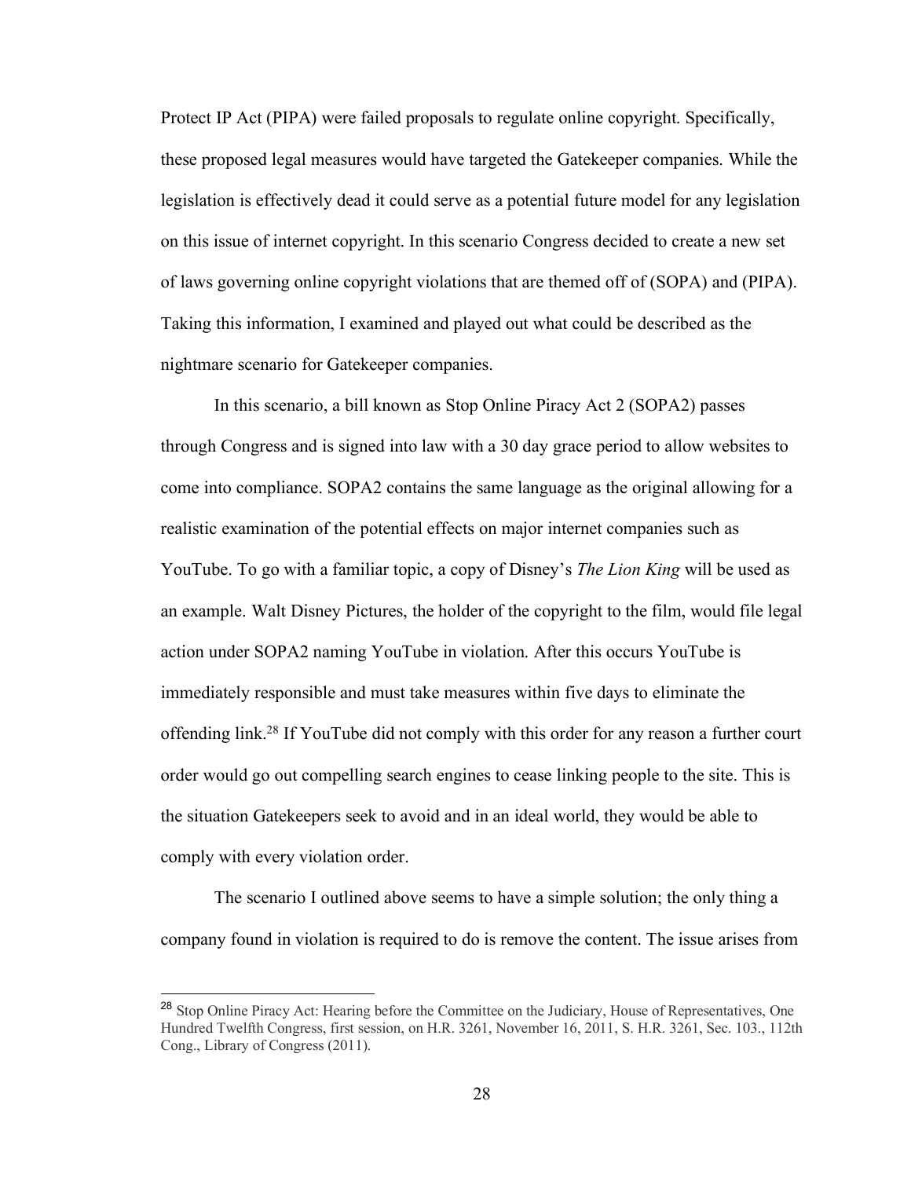Protect IP Act (PIPA) were failed proposals to regulate online copyright. Specifically, these proposed legal measures would have targeted the Gatekeeper companies. While the legislation is effectively dead it could serve as a potential future model for any legislation on this issue of internet copyright. In this scenario Congress decided to create a new set of laws governing online copyright violations that are themed off of (SOPA) and (PIPA). Taking this information, I examined and played out what could be described as the nightmare scenario for Gatekeeper companies.

In this scenario, a bill known as Stop Online Piracy Act 2 (SOPA2) passes through Congress and is signed into law with a 30 day grace period to allow websites to come into compliance. SOPA2 contains the same language as the original allowing for a realistic examination of the potential effects on major internet companies such as YouTube. To go with a familiar topic, a copy of Disney's *The Lion King* will be used as an example. Walt Disney Pictures, the holder of the copyright to the film, would file legal action under SOPA2 naming YouTube in violation. After this occurs YouTube is immediately responsible and must take measures within five days to eliminate the offending link.[28] If YouTube did not comply with this order for any reason a further court order would go out compelling search engines to cease linking people to the site. This is the situation Gatekeepers seek to avoid and in an ideal world, they would be able to comply with every violation order.

The scenario I outlined above seems to have a simple solution; the only thing a company found in violation is required to do is remove the content. The issue arises from

[28] Stop Online Piracy Act: Hearing before the Committee on the Judiciary, House of Representatives, One Hundred Twelfth Congress, first session, on H.R. 3261, November 16, 2011, S. H.R. 3261, Sec. 103., 112th Cong., Library of Congress (2011).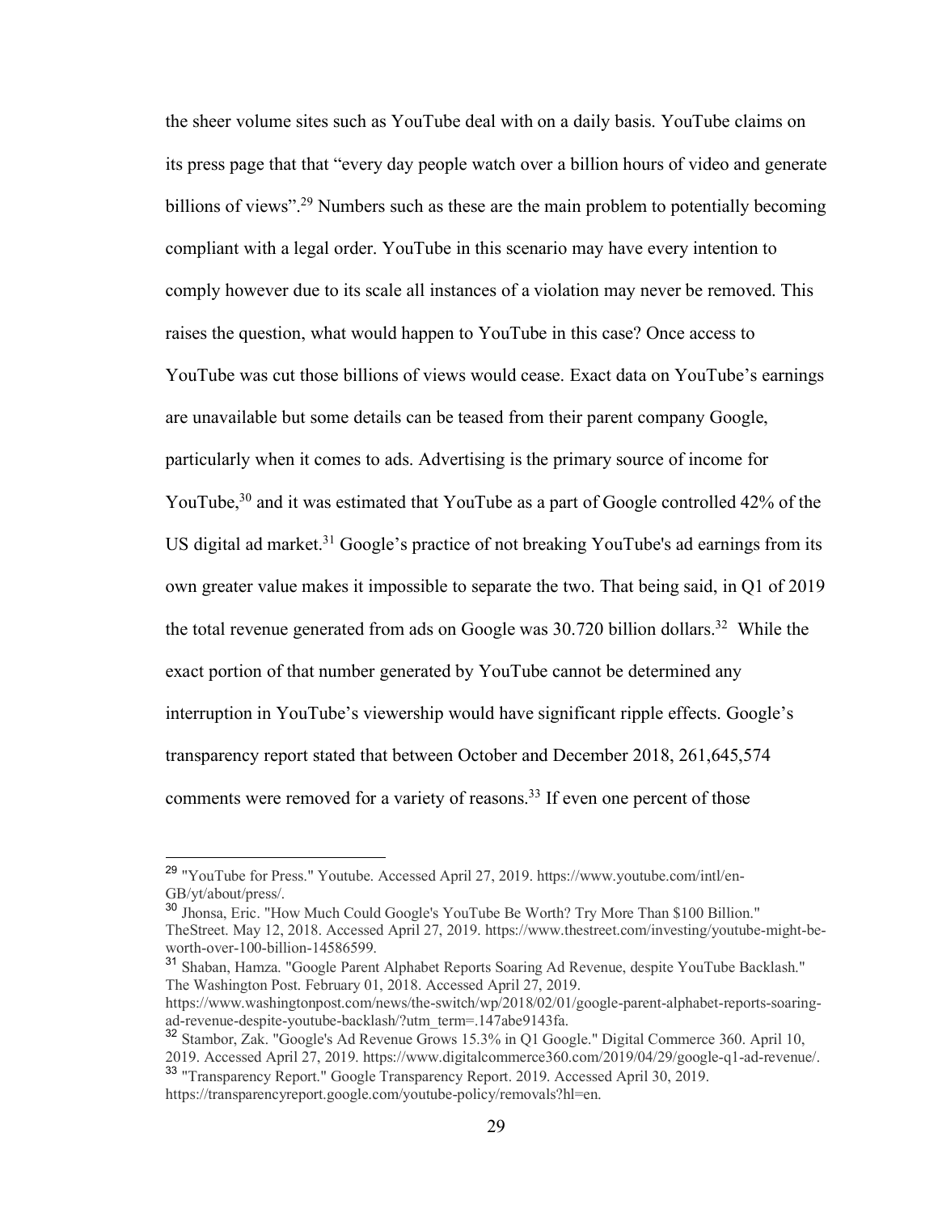the sheer volume sites such as YouTube deal with on a daily basis. YouTube claims on its press page that that "every day people watch over a billion hours of video and generate billions of views".[29] Numbers such as these are the main problem to potentially becoming compliant with a legal order. YouTube in this scenario may have every intention to comply however due to its scale all instances of a violation may never be removed. This raises the question, what would happen to YouTube in this case? Once access to YouTube was cut those billions of views would cease. Exact data on YouTube's earnings are unavailable but some details can be teased from their parent company Google, particularly when it comes to ads. Advertising is the primary source of income for YouTube,[30] and it was estimated that YouTube as a part of Google controlled 42% of the US digital ad market.[31] Google's practice of not breaking YouTube's ad earnings from its own greater value makes it impossible to separate the two. That being said, in Q1 of 2019 the total revenue generated from ads on Google was 30.720 billion dollars.[32] While the exact portion of that number generated by YouTube cannot be determined any interruption in YouTube's viewership would have significant ripple effects. Google's transparency report stated that between October and December 2018, 261,645,574 comments were removed for a variety of reasons.[33] If even one percent of those

---

[29] "YouTube for Press." Youtube. Accessed April 27, 2019. https://www.youtube.com/intl/en-GB/yt/about/press/.

[30] Jhonsa, Eric. "How Much Could Google's YouTube Be Worth? Try More Than $100 Billion." TheStreet. May 12, 2018. Accessed April 27, 2019. https://www.thestreet.com/investing/youtube-might-be-worth-over-100-billion-14586599.

[31] Shaban, Hamza. "Google Parent Alphabet Reports Soaring Ad Revenue, despite YouTube Backlash." The Washington Post. February 01, 2018. Accessed April 27, 2019. https://www.washingtonpost.com/news/the-switch/wp/2018/02/01/google-parent-alphabet-reports-soaring-ad-revenue-despite-youtube-backlash/?utm_term=.147abe9143fa.

[32] Stambor, Zak. "Google's Ad Revenue Grows 15.3% in Q1 Google." Digital Commerce 360. April 10, 2019. Accessed April 27, 2019. https://www.digitalcommerce360.com/2019/04/29/google-q1-ad-revenue/.

[33] "Transparency Report." Google Transparency Report. 2019. Accessed April 30, 2019. https://transparencyreport.google.com/youtube-policy/removals?hl=en.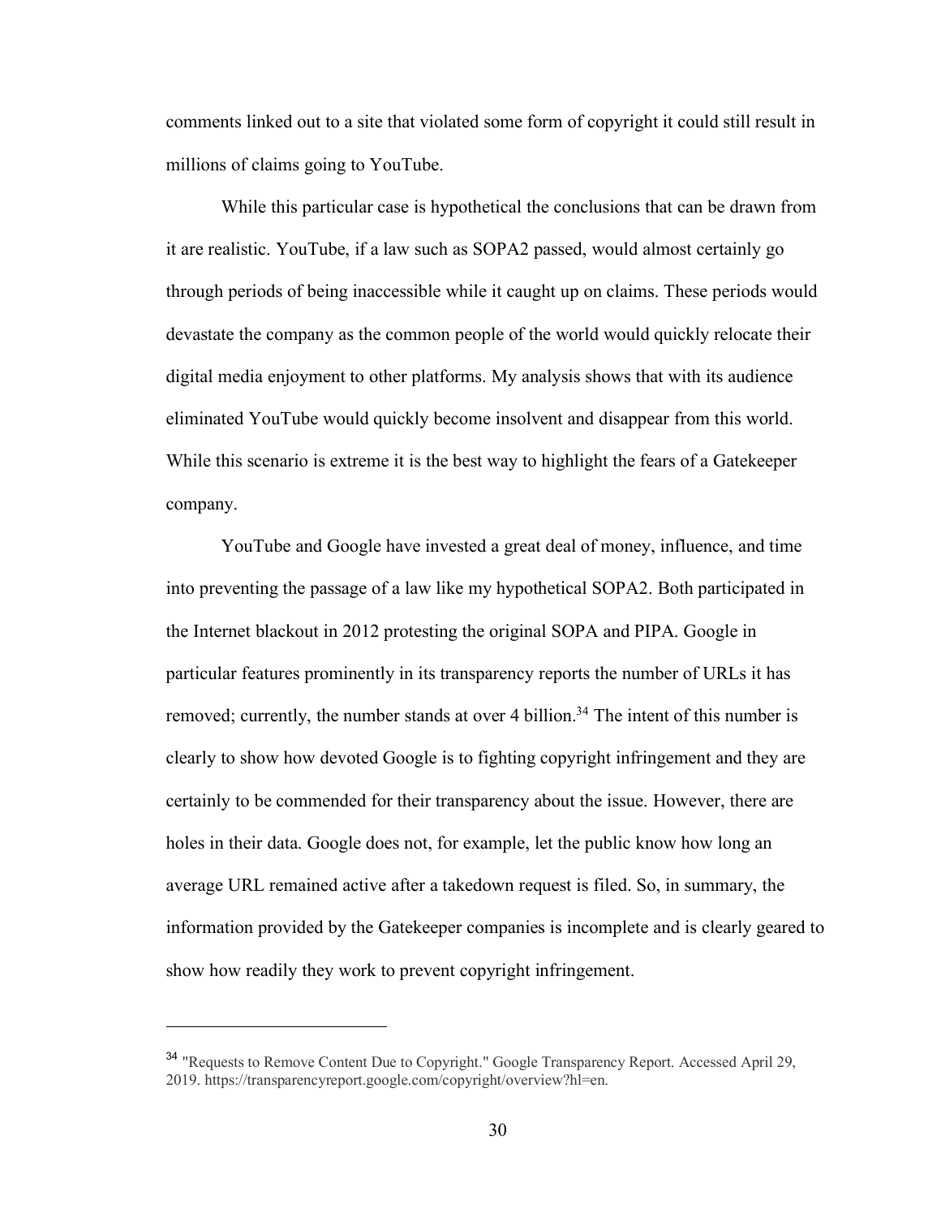comments linked out to a site that violated some form of copyright it could still result in millions of claims going to YouTube.

While this particular case is hypothetical the conclusions that can be drawn from it are realistic. YouTube, if a law such as SOPA2 passed, would almost certainly go through periods of being inaccessible while it caught up on claims. These periods would devastate the company as the common people of the world would quickly relocate their digital media enjoyment to other platforms. My analysis shows that with its audience eliminated YouTube would quickly become insolvent and disappear from this world. While this scenario is extreme it is the best way to highlight the fears of a Gatekeeper company.

YouTube and Google have invested a great deal of money, influence, and time into preventing the passage of a law like my hypothetical SOPA2. Both participated in the Internet blackout in 2012 protesting the original SOPA and PIPA. Google in particular features prominently in its transparency reports the number of URLs it has removed; currently, the number stands at over 4 billion.[34] The intent of this number is clearly to show how devoted Google is to fighting copyright infringement and they are certainly to be commended for their transparency about the issue. However, there are holes in their data. Google does not, for example, let the public know how long an average URL remained active after a takedown request is filed. So, in summary, the information provided by the Gatekeeper companies is incomplete and is clearly geared to show how readily they work to prevent copyright infringement.

---

[34] "Requests to Remove Content Due to Copyright." Google Transparency Report. Accessed April 29, 2019. https://transparencyreport.google.com/copyright/overview?hl=en.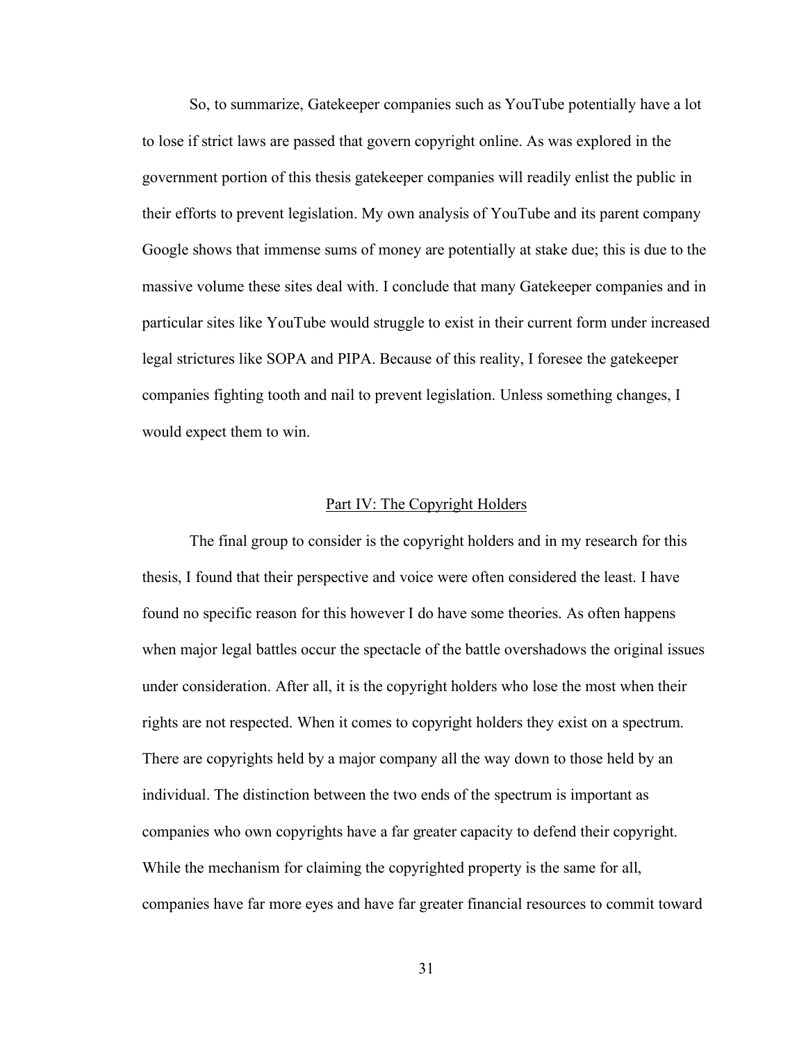So, to summarize, Gatekeeper companies such as YouTube potentially have a lot to lose if strict laws are passed that govern copyright online. As was explored in the government portion of this thesis gatekeeper companies will readily enlist the public in their efforts to prevent legislation. My own analysis of YouTube and its parent company Google shows that immense sums of money are potentially at stake due; this is due to the massive volume these sites deal with. I conclude that many Gatekeeper companies and in particular sites like YouTube would struggle to exist in their current form under increased legal strictures like SOPA and PIPA. Because of this reality, I foresee the gatekeeper companies fighting tooth and nail to prevent legislation. Unless something changes, I would expect them to win.

## Part IV: The Copyright Holders

The final group to consider is the copyright holders and in my research for this thesis, I found that their perspective and voice were often considered the least. I have found no specific reason for this however I do have some theories. As often happens when major legal battles occur the spectacle of the battle overshadows the original issues under consideration. After all, it is the copyright holders who lose the most when their rights are not respected. When it comes to copyright holders they exist on a spectrum. There are copyrights held by a major company all the way down to those held by an individual. The distinction between the two ends of the spectrum is important as companies who own copyrights have a far greater capacity to defend their copyright. While the mechanism for claiming the copyrighted property is the same for all, companies have far more eyes and have far greater financial resources to commit toward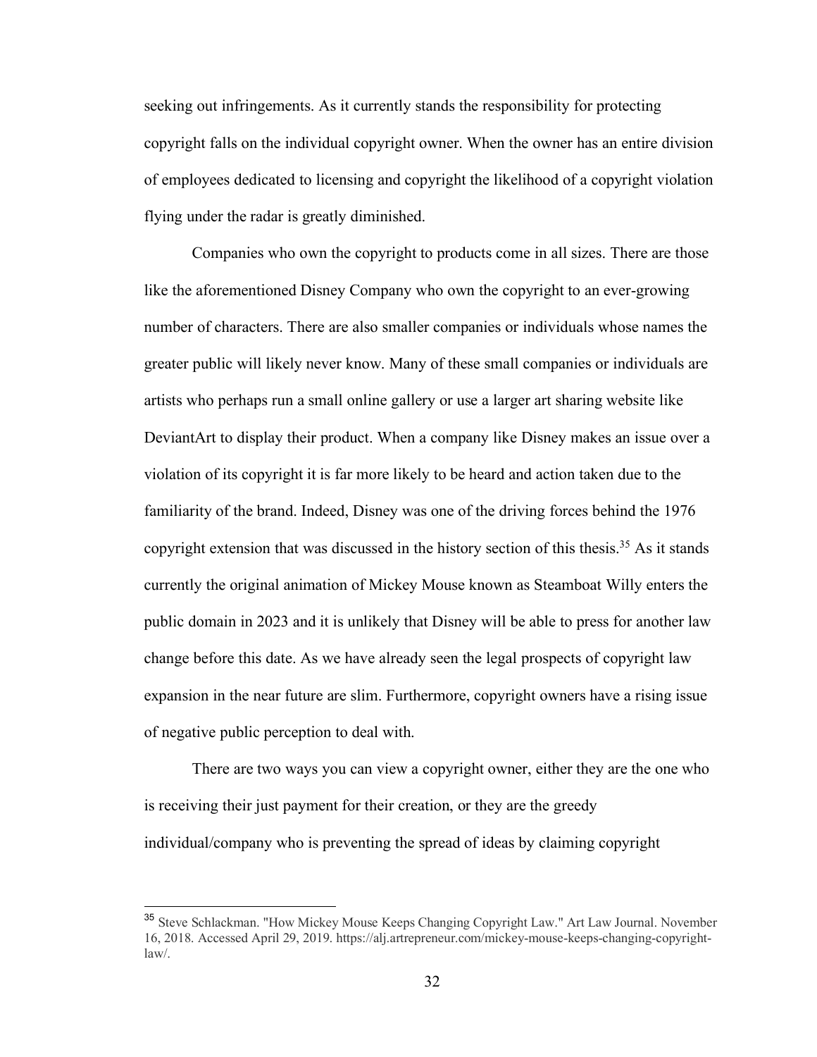seeking out infringements. As it currently stands the responsibility for protecting copyright falls on the individual copyright owner. When the owner has an entire division of employees dedicated to licensing and copyright the likelihood of a copyright violation flying under the radar is greatly diminished.

Companies who own the copyright to products come in all sizes. There are those like the aforementioned Disney Company who own the copyright to an ever-growing number of characters. There are also smaller companies or individuals whose names the greater public will likely never know. Many of these small companies or individuals are artists who perhaps run a small online gallery or use a larger art sharing website like DeviantArt to display their product. When a company like Disney makes an issue over a violation of its copyright it is far more likely to be heard and action taken due to the familiarity of the brand. Indeed, Disney was one of the driving forces behind the 1976 copyright extension that was discussed in the history section of this thesis.[35] As it stands currently the original animation of Mickey Mouse known as Steamboat Willy enters the public domain in 2023 and it is unlikely that Disney will be able to press for another law change before this date. As we have already seen the legal prospects of copyright law expansion in the near future are slim. Furthermore, copyright owners have a rising issue of negative public perception to deal with.

There are two ways you can view a copyright owner, either they are the one who is receiving their just payment for their creation, or they are the greedy individual/company who is preventing the spread of ideas by claiming copyright

---

[35] Steve Schlackman. "How Mickey Mouse Keeps Changing Copyright Law." Art Law Journal. November 16, 2018. Accessed April 29, 2019. https://alj.artrepreneur.com/mickey-mouse-keeps-changing-copyright-law/.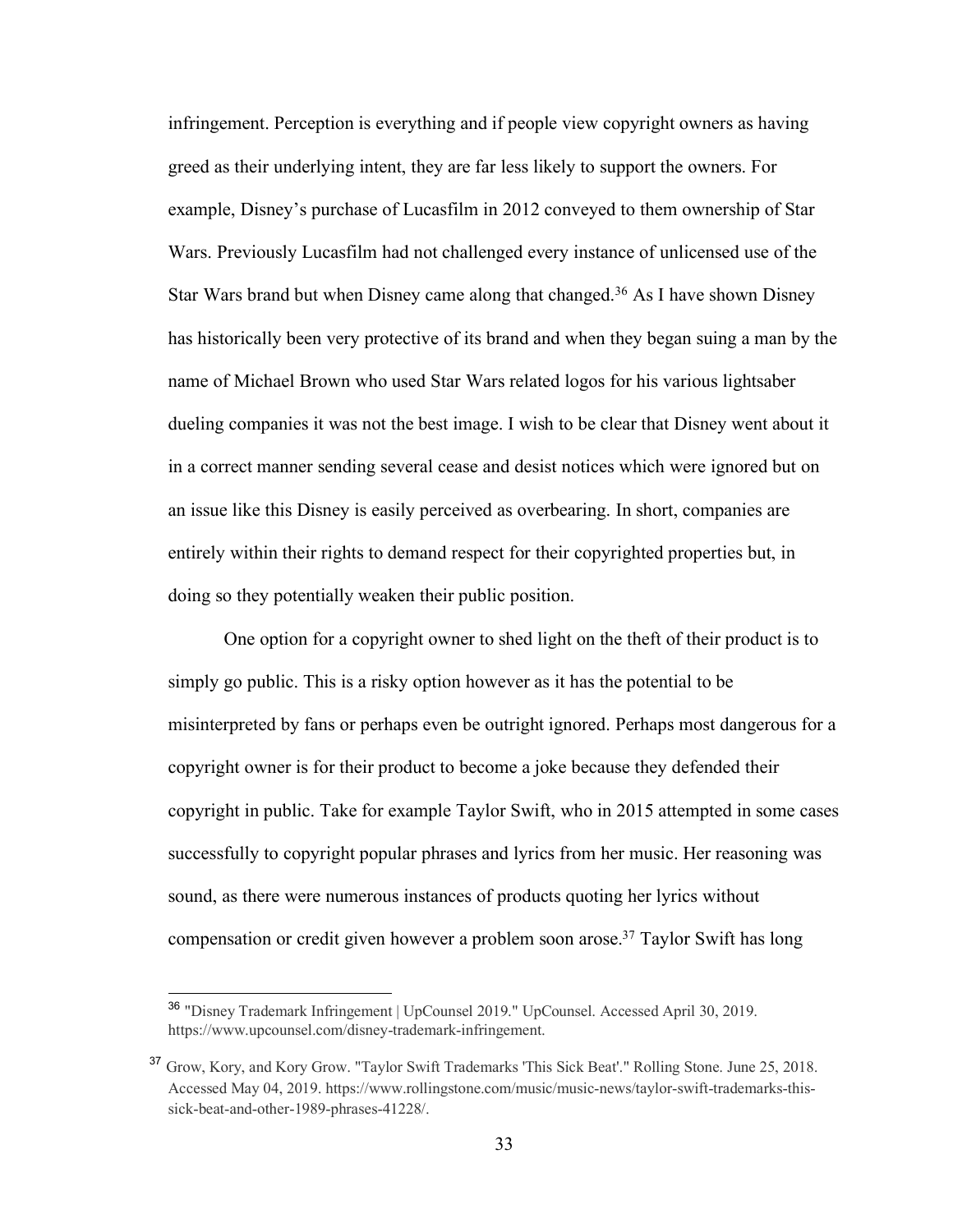infringement. Perception is everything and if people view copyright owners as having greed as their underlying intent, they are far less likely to support the owners. For example, Disney's purchase of Lucasfilm in 2012 conveyed to them ownership of Star Wars. Previously Lucasfilm had not challenged every instance of unlicensed use of the Star Wars brand but when Disney came along that changed.[36] As I have shown Disney has historically been very protective of its brand and when they began suing a man by the name of Michael Brown who used Star Wars related logos for his various lightsaber dueling companies it was not the best image. I wish to be clear that Disney went about it in a correct manner sending several cease and desist notices which were ignored but on an issue like this Disney is easily perceived as overbearing. In short, companies are entirely within their rights to demand respect for their copyrighted properties but, in doing so they potentially weaken their public position.

One option for a copyright owner to shed light on the theft of their product is to simply go public. This is a risky option however as it has the potential to be misinterpreted by fans or perhaps even be outright ignored. Perhaps most dangerous for a copyright owner is for their product to become a joke because they defended their copyright in public. Take for example Taylor Swift, who in 2015 attempted in some cases successfully to copyright popular phrases and lyrics from her music. Her reasoning was sound, as there were numerous instances of products quoting her lyrics without compensation or credit given however a problem soon arose.[37] Taylor Swift has long

---

[36] "Disney Trademark Infringement | UpCounsel 2019." UpCounsel. Accessed April 30, 2019. https://www.upcounsel.com/disney-trademark-infringement.

[37] Grow, Kory, and Kory Grow. "Taylor Swift Trademarks 'This Sick Beat'." Rolling Stone. June 25, 2018. Accessed May 04, 2019. https://www.rollingstone.com/music/music-news/taylor-swift-trademarks-this-sick-beat-and-other-1989-phrases-41228/.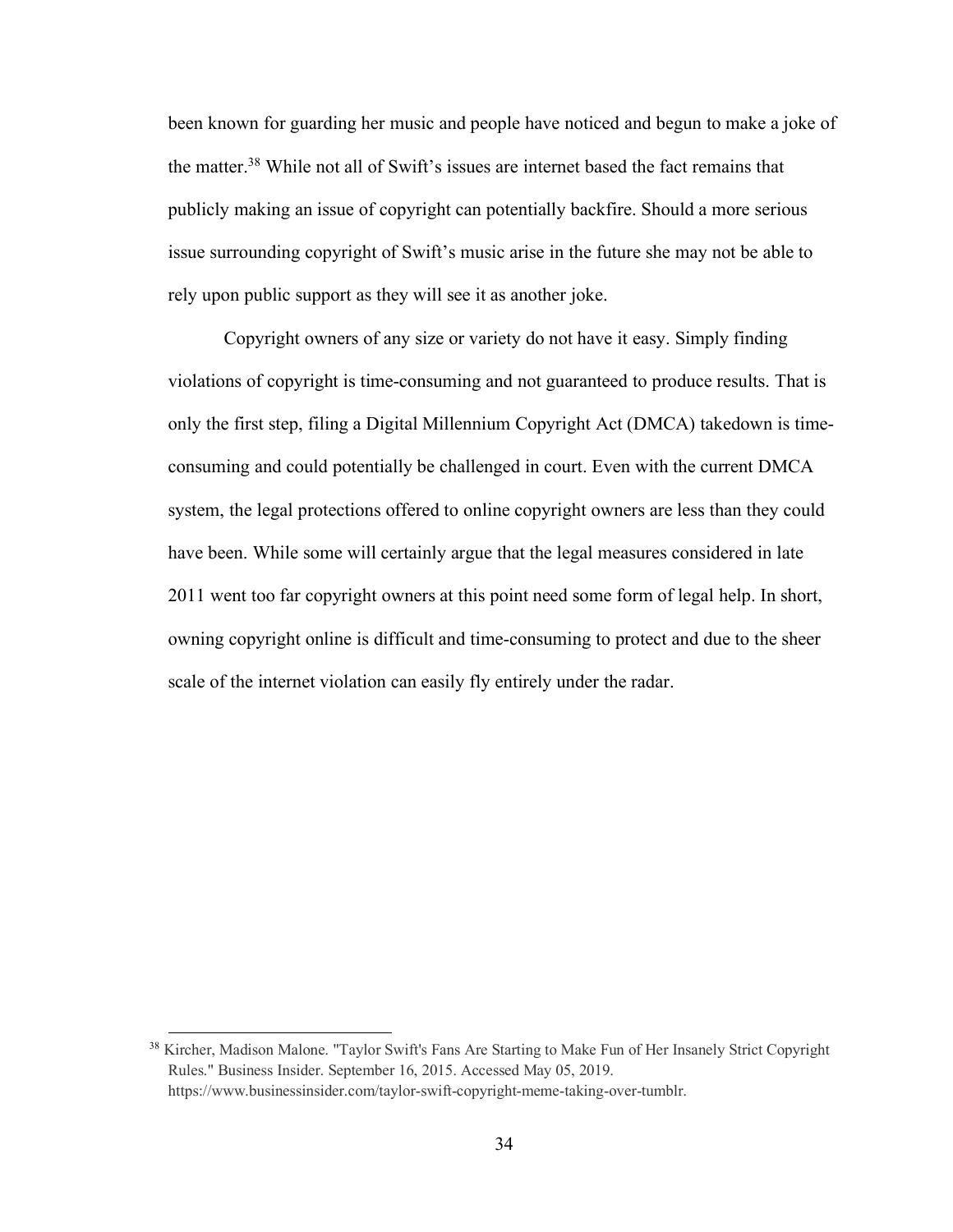been known for guarding her music and people have noticed and begun to make a joke of the matter.[38] While not all of Swift's issues are internet based the fact remains that publicly making an issue of copyright can potentially backfire. Should a more serious issue surrounding copyright of Swift's music arise in the future she may not be able to rely upon public support as they will see it as another joke.

Copyright owners of any size or variety do not have it easy. Simply finding violations of copyright is time-consuming and not guaranteed to produce results. That is only the first step, filing a Digital Millennium Copyright Act (DMCA) takedown is time-consuming and could potentially be challenged in court. Even with the current DMCA system, the legal protections offered to online copyright owners are less than they could have been. While some will certainly argue that the legal measures considered in late 2011 went too far copyright owners at this point need some form of legal help. In short, owning copyright online is difficult and time-consuming to protect and due to the sheer scale of the internet violation can easily fly entirely under the radar.

---

[38] Kircher, Madison Malone. "Taylor Swift's Fans Are Starting to Make Fun of Her Insanely Strict Copyright Rules." Business Insider. September 16, 2015. Accessed May 05, 2019. https://www.businessinsider.com/taylor-swift-copyright-meme-taking-over-tumblr.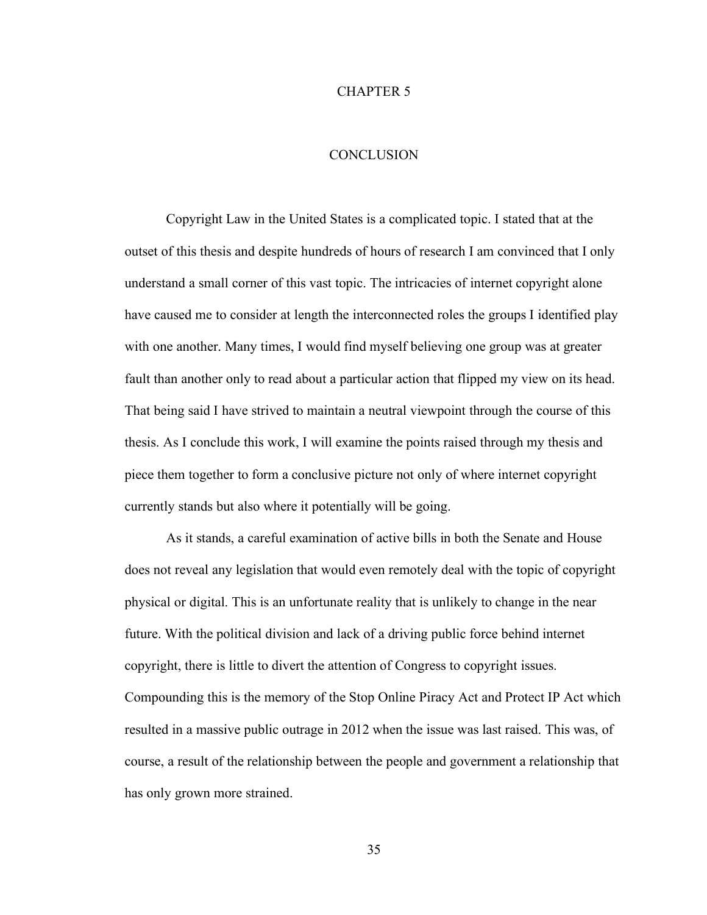# CHAPTER 5

# CONCLUSION

Copyright Law in the United States is a complicated topic. I stated that at the outset of this thesis and despite hundreds of hours of research I am convinced that I only understand a small corner of this vast topic. The intricacies of internet copyright alone have caused me to consider at length the interconnected roles the groups I identified play with one another. Many times, I would find myself believing one group was at greater fault than another only to read about a particular action that flipped my view on its head. That being said I have strived to maintain a neutral viewpoint through the course of this thesis. As I conclude this work, I will examine the points raised through my thesis and piece them together to form a conclusive picture not only of where internet copyright currently stands but also where it potentially will be going.

As it stands, a careful examination of active bills in both the Senate and House does not reveal any legislation that would even remotely deal with the topic of copyright physical or digital. This is an unfortunate reality that is unlikely to change in the near future. With the political division and lack of a driving public force behind internet copyright, there is little to divert the attention of Congress to copyright issues. Compounding this is the memory of the Stop Online Piracy Act and Protect IP Act which resulted in a massive public outrage in 2012 when the issue was last raised. This was, of course, a result of the relationship between the people and government a relationship that has only grown more strained.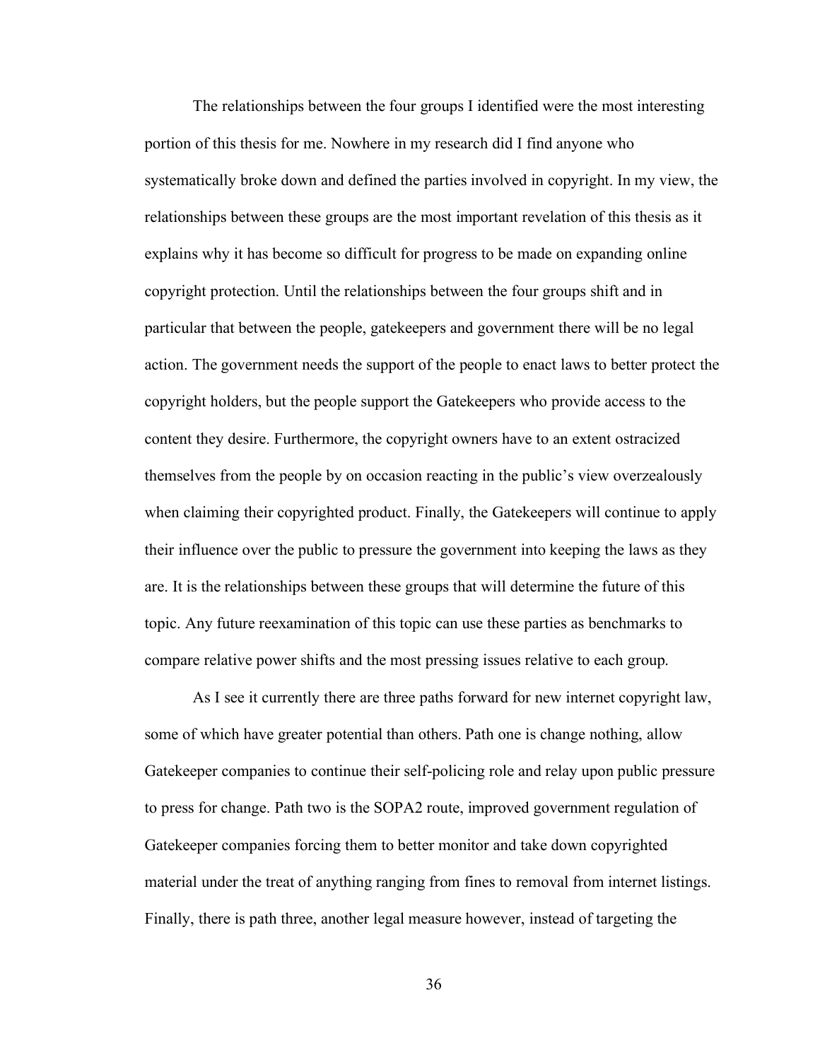The relationships between the four groups I identified were the most interesting portion of this thesis for me. Nowhere in my research did I find anyone who systematically broke down and defined the parties involved in copyright. In my view, the relationships between these groups are the most important revelation of this thesis as it explains why it has become so difficult for progress to be made on expanding online copyright protection. Until the relationships between the four groups shift and in particular that between the people, gatekeepers and government there will be no legal action. The government needs the support of the people to enact laws to better protect the copyright holders, but the people support the Gatekeepers who provide access to the content they desire. Furthermore, the copyright owners have to an extent ostracized themselves from the people by on occasion reacting in the public's view overzealously when claiming their copyrighted product. Finally, the Gatekeepers will continue to apply their influence over the public to pressure the government into keeping the laws as they are. It is the relationships between these groups that will determine the future of this topic. Any future reexamination of this topic can use these parties as benchmarks to compare relative power shifts and the most pressing issues relative to each group.

As I see it currently there are three paths forward for new internet copyright law, some of which have greater potential than others. Path one is change nothing, allow Gatekeeper companies to continue their self-policing role and relay upon public pressure to press for change. Path two is the SOPA2 route, improved government regulation of Gatekeeper companies forcing them to better monitor and take down copyrighted material under the treat of anything ranging from fines to removal from internet listings. Finally, there is path three, another legal measure however, instead of targeting the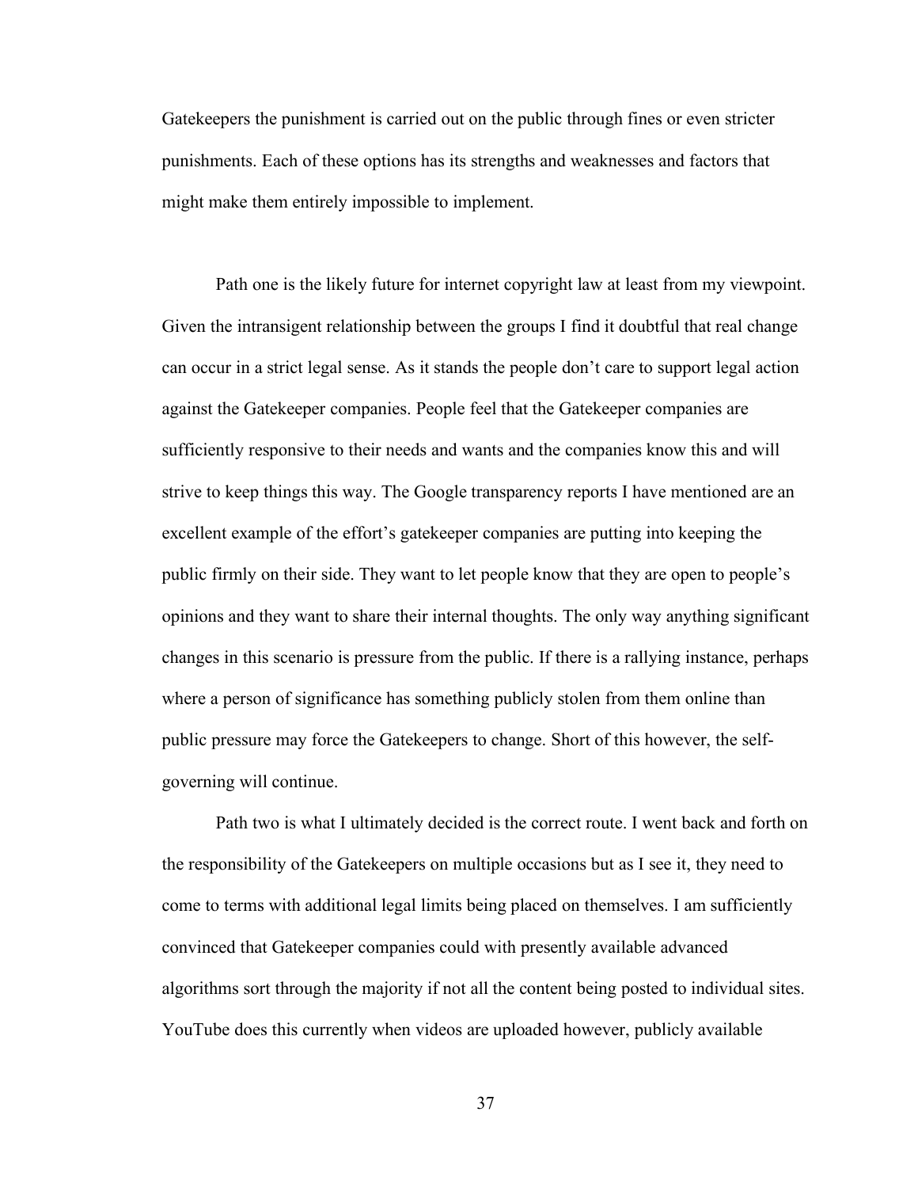Gatekeepers the punishment is carried out on the public through fines or even stricter punishments. Each of these options has its strengths and weaknesses and factors that might make them entirely impossible to implement.

Path one is the likely future for internet copyright law at least from my viewpoint. Given the intransigent relationship between the groups I find it doubtful that real change can occur in a strict legal sense. As it stands the people don't care to support legal action against the Gatekeeper companies. People feel that the Gatekeeper companies are sufficiently responsive to their needs and wants and the companies know this and will strive to keep things this way. The Google transparency reports I have mentioned are an excellent example of the effort's gatekeeper companies are putting into keeping the public firmly on their side. They want to let people know that they are open to people's opinions and they want to share their internal thoughts. The only way anything significant changes in this scenario is pressure from the public. If there is a rallying instance, perhaps where a person of significance has something publicly stolen from them online than public pressure may force the Gatekeepers to change. Short of this however, the self-governing will continue.

Path two is what I ultimately decided is the correct route. I went back and forth on the responsibility of the Gatekeepers on multiple occasions but as I see it, they need to come to terms with additional legal limits being placed on themselves. I am sufficiently convinced that Gatekeeper companies could with presently available advanced algorithms sort through the majority if not all the content being posted to individual sites. YouTube does this currently when videos are uploaded however, publicly available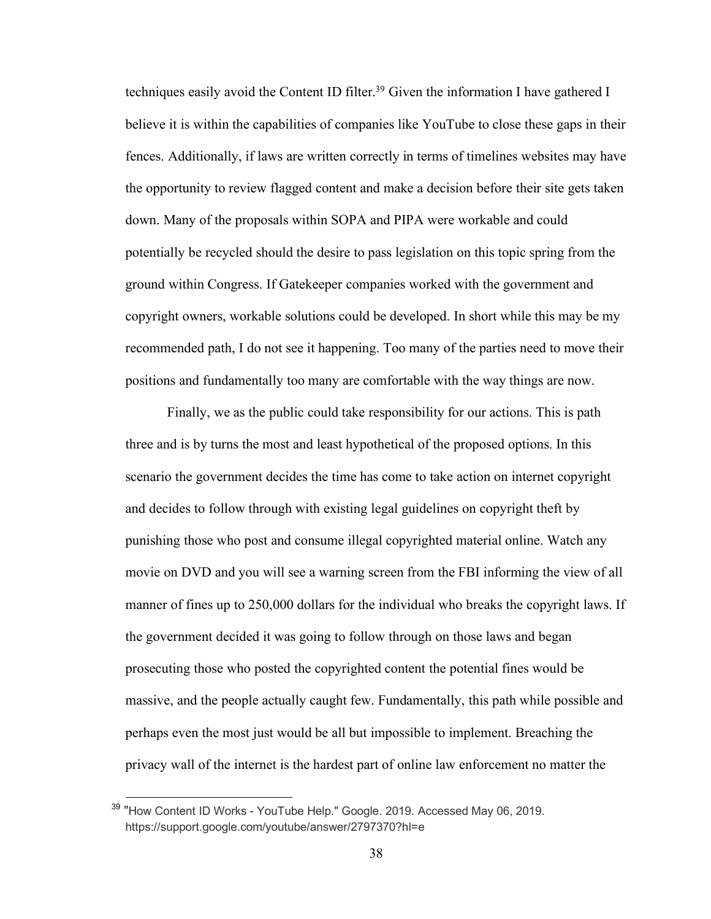techniques easily avoid the Content ID filter.[39] Given the information I have gathered I believe it is within the capabilities of companies like YouTube to close these gaps in their fences. Additionally, if laws are written correctly in terms of timelines websites may have the opportunity to review flagged content and make a decision before their site gets taken down. Many of the proposals within SOPA and PIPA were workable and could potentially be recycled should the desire to pass legislation on this topic spring from the ground within Congress. If Gatekeeper companies worked with the government and copyright owners, workable solutions could be developed. In short while this may be my recommended path, I do not see it happening. Too many of the parties need to move their positions and fundamentally too many are comfortable with the way things are now.

Finally, we as the public could take responsibility for our actions. This is path three and is by turns the most and least hypothetical of the proposed options. In this scenario the government decides the time has come to take action on internet copyright and decides to follow through with existing legal guidelines on copyright theft by punishing those who post and consume illegal copyrighted material online. Watch any movie on DVD and you will see a warning screen from the FBI informing the view of all manner of fines up to 250,000 dollars for the individual who breaks the copyright laws. If the government decided it was going to follow through on those laws and began prosecuting those who posted the copyrighted content the potential fines would be massive, and the people actually caught few. Fundamentally, this path while possible and perhaps even the most just would be all but impossible to implement. Breaching the privacy wall of the internet is the hardest part of online law enforcement no matter the

---

[39] "How Content ID Works - YouTube Help." Google. 2019. Accessed May 06, 2019. https://support.google.com/youtube/answer/2797370?hl=e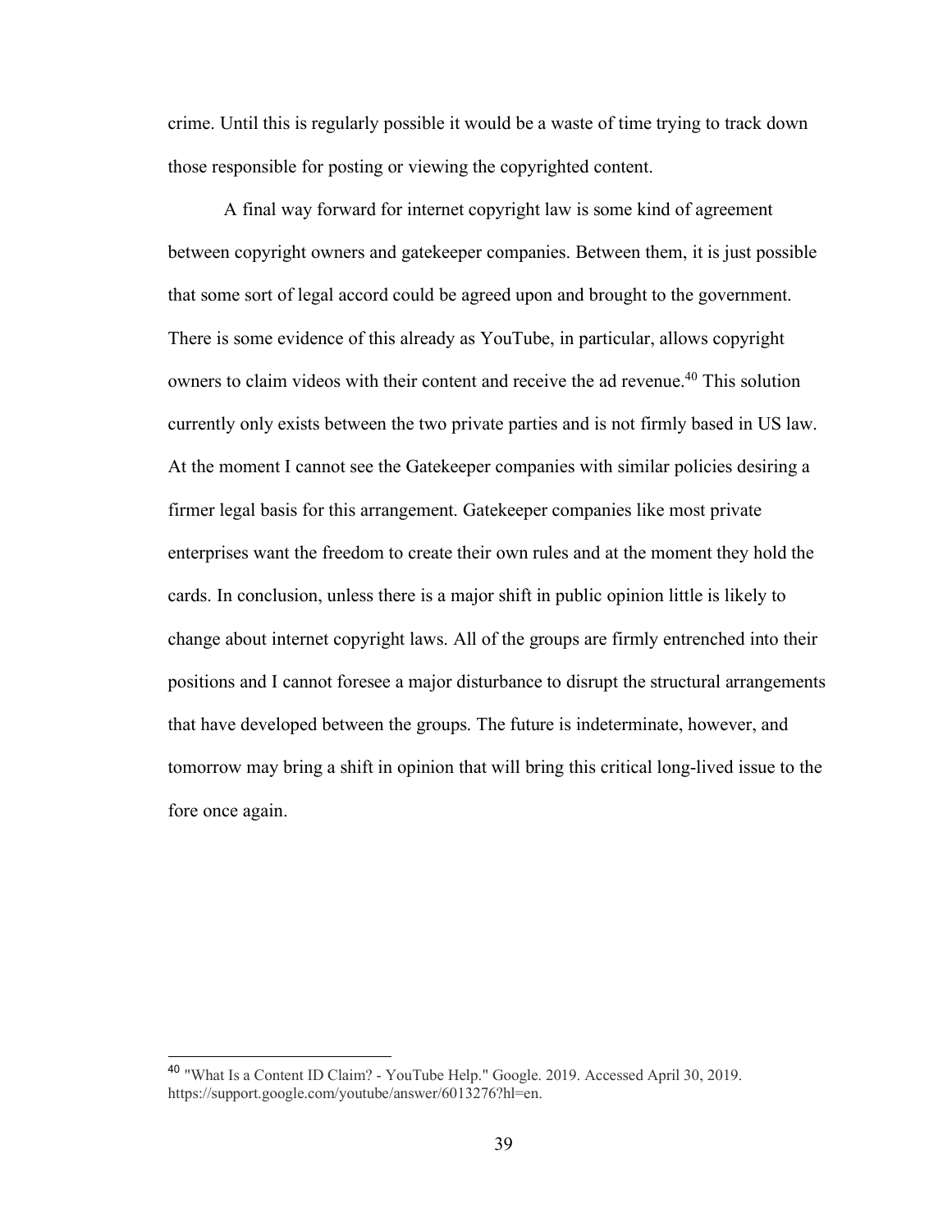crime. Until this is regularly possible it would be a waste of time trying to track down those responsible for posting or viewing the copyrighted content.

A final way forward for internet copyright law is some kind of agreement between copyright owners and gatekeeper companies. Between them, it is just possible that some sort of legal accord could be agreed upon and brought to the government. There is some evidence of this already as YouTube, in particular, allows copyright owners to claim videos with their content and receive the ad revenue.[40] This solution currently only exists between the two private parties and is not firmly based in US law. At the moment I cannot see the Gatekeeper companies with similar policies desiring a firmer legal basis for this arrangement. Gatekeeper companies like most private enterprises want the freedom to create their own rules and at the moment they hold the cards. In conclusion, unless there is a major shift in public opinion little is likely to change about internet copyright laws. All of the groups are firmly entrenched into their positions and I cannot foresee a major disturbance to disrupt the structural arrangements that have developed between the groups. The future is indeterminate, however, and tomorrow may bring a shift in opinion that will bring this critical long-lived issue to the fore once again.

---

[40] "What Is a Content ID Claim? - YouTube Help." Google. 2019. Accessed April 30, 2019. https://support.google.com/youtube/answer/6013276?hl=en.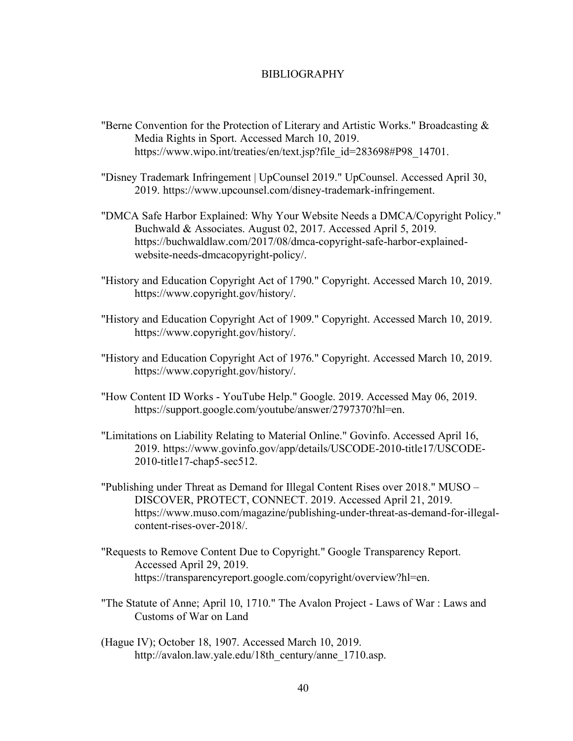# BIBLIOGRAPHY

"Berne Convention for the Protection of Literary and Artistic Works." Broadcasting & Media Rights in Sport. Accessed March 10, 2019. https://www.wipo.int/treaties/en/text.jsp?file_id=283698#P98_14701.

"Disney Trademark Infringement | UpCounsel 2019." UpCounsel. Accessed April 30, 2019. https://www.upcounsel.com/disney-trademark-infringement.

"DMCA Safe Harbor Explained: Why Your Website Needs a DMCA/Copyright Policy." Buchwald & Associates. August 02, 2017. Accessed April 5, 2019. https://buchwaldlaw.com/2017/08/dmca-copyright-safe-harbor-explained-website-needs-dmcacopyright-policy/.

"History and Education Copyright Act of 1790." Copyright. Accessed March 10, 2019. https://www.copyright.gov/history/.

"History and Education Copyright Act of 1909." Copyright. Accessed March 10, 2019. https://www.copyright.gov/history/.

"History and Education Copyright Act of 1976." Copyright. Accessed March 10, 2019. https://www.copyright.gov/history/.

"How Content ID Works - YouTube Help." Google. 2019. Accessed May 06, 2019. https://support.google.com/youtube/answer/2797370?hl=en.

"Limitations on Liability Relating to Material Online." Govinfo. Accessed April 16, 2019. https://www.govinfo.gov/app/details/USCODE-2010-title17/USCODE-2010-title17-chap5-sec512.

"Publishing under Threat as Demand for Illegal Content Rises over 2018." MUSO – DISCOVER, PROTECT, CONNECT. 2019. Accessed April 21, 2019. https://www.muso.com/magazine/publishing-under-threat-as-demand-for-illegal-content-rises-over-2018/.

"Requests to Remove Content Due to Copyright." Google Transparency Report. Accessed April 29, 2019. https://transparencyreport.google.com/copyright/overview?hl=en.

"The Statute of Anne; April 10, 1710." The Avalon Project - Laws of War : Laws and Customs of War on Land

(Hague IV); October 18, 1907. Accessed March 10, 2019. http://avalon.law.yale.edu/18th_century/anne_1710.asp.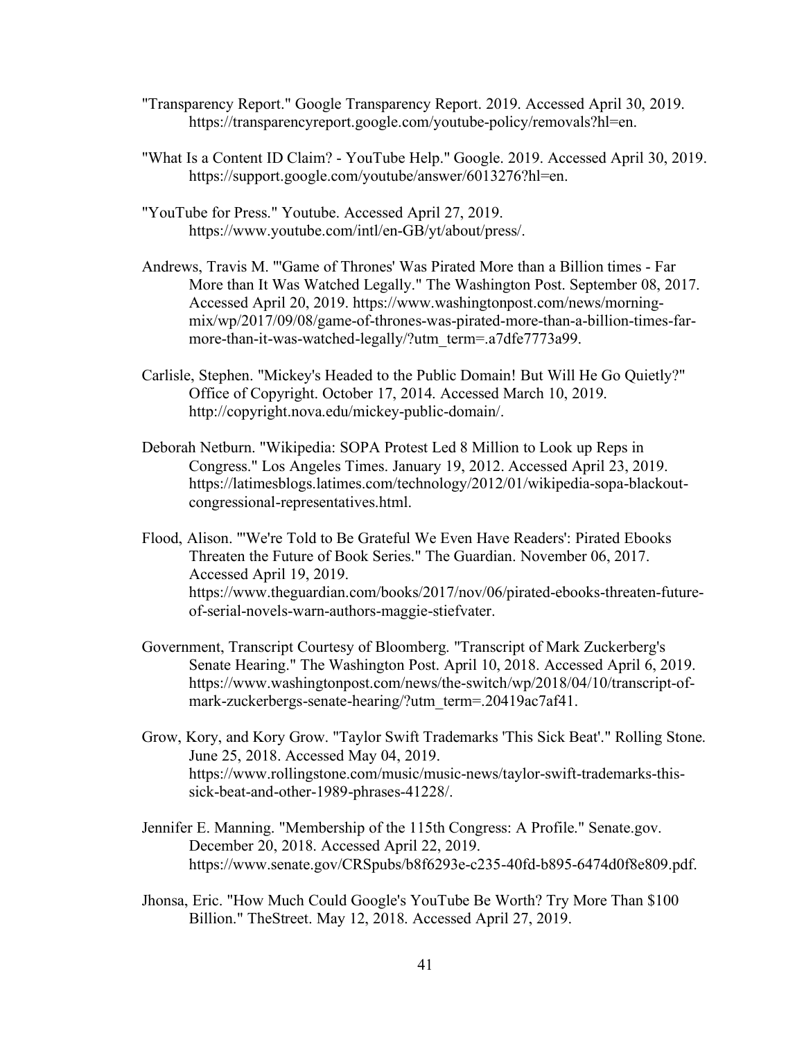"Transparency Report." Google Transparency Report. 2019. Accessed April 30, 2019. https://transparencyreport.google.com/youtube-policy/removals?hl=en.

"What Is a Content ID Claim? - YouTube Help." Google. 2019. Accessed April 30, 2019. https://support.google.com/youtube/answer/6013276?hl=en.

"YouTube for Press." Youtube. Accessed April 27, 2019. https://www.youtube.com/intl/en-GB/yt/about/press/.

Andrews, Travis M. "'Game of Thrones' Was Pirated More than a Billion times - Far More than It Was Watched Legally." The Washington Post. September 08, 2017. Accessed April 20, 2019. https://www.washingtonpost.com/news/morning-mix/wp/2017/09/08/game-of-thrones-was-pirated-more-than-a-billion-times-far-more-than-it-was-watched-legally/?utm_term=.a7dfe7773a99.

Carlisle, Stephen. "Mickey's Headed to the Public Domain! But Will He Go Quietly?" Office of Copyright. October 17, 2014. Accessed March 10, 2019. http://copyright.nova.edu/mickey-public-domain/.

Deborah Netburn. "Wikipedia: SOPA Protest Led 8 Million to Look up Reps in Congress." Los Angeles Times. January 19, 2012. Accessed April 23, 2019. https://latimesblogs.latimes.com/technology/2012/01/wikipedia-sopa-blackout-congressional-representatives.html.

Flood, Alison. "'We're Told to Be Grateful We Even Have Readers': Pirated Ebooks Threaten the Future of Book Series." The Guardian. November 06, 2017. Accessed April 19, 2019. https://www.theguardian.com/books/2017/nov/06/pirated-ebooks-threaten-future-of-serial-novels-warn-authors-maggie-stiefvater.

Government, Transcript Courtesy of Bloomberg. "Transcript of Mark Zuckerberg's Senate Hearing." The Washington Post. April 10, 2018. Accessed April 6, 2019. https://www.washingtonpost.com/news/the-switch/wp/2018/04/10/transcript-of-mark-zuckerbergs-senate-hearing/?utm_term=.20419ac7af41.

Grow, Kory, and Kory Grow. "Taylor Swift Trademarks 'This Sick Beat'." Rolling Stone. June 25, 2018. Accessed May 04, 2019. https://www.rollingstone.com/music/music-news/taylor-swift-trademarks-this-sick-beat-and-other-1989-phrases-41228/.

Jennifer E. Manning. "Membership of the 115th Congress: A Profile." Senate.gov. December 20, 2018. Accessed April 22, 2019. https://www.senate.gov/CRSpubs/b8f6293e-c235-40fd-b895-6474d0f8e809.pdf.

Jhonsa, Eric. "How Much Could Google's YouTube Be Worth? Try More Than $100 Billion." TheStreet. May 12, 2018. Accessed April 27, 2019.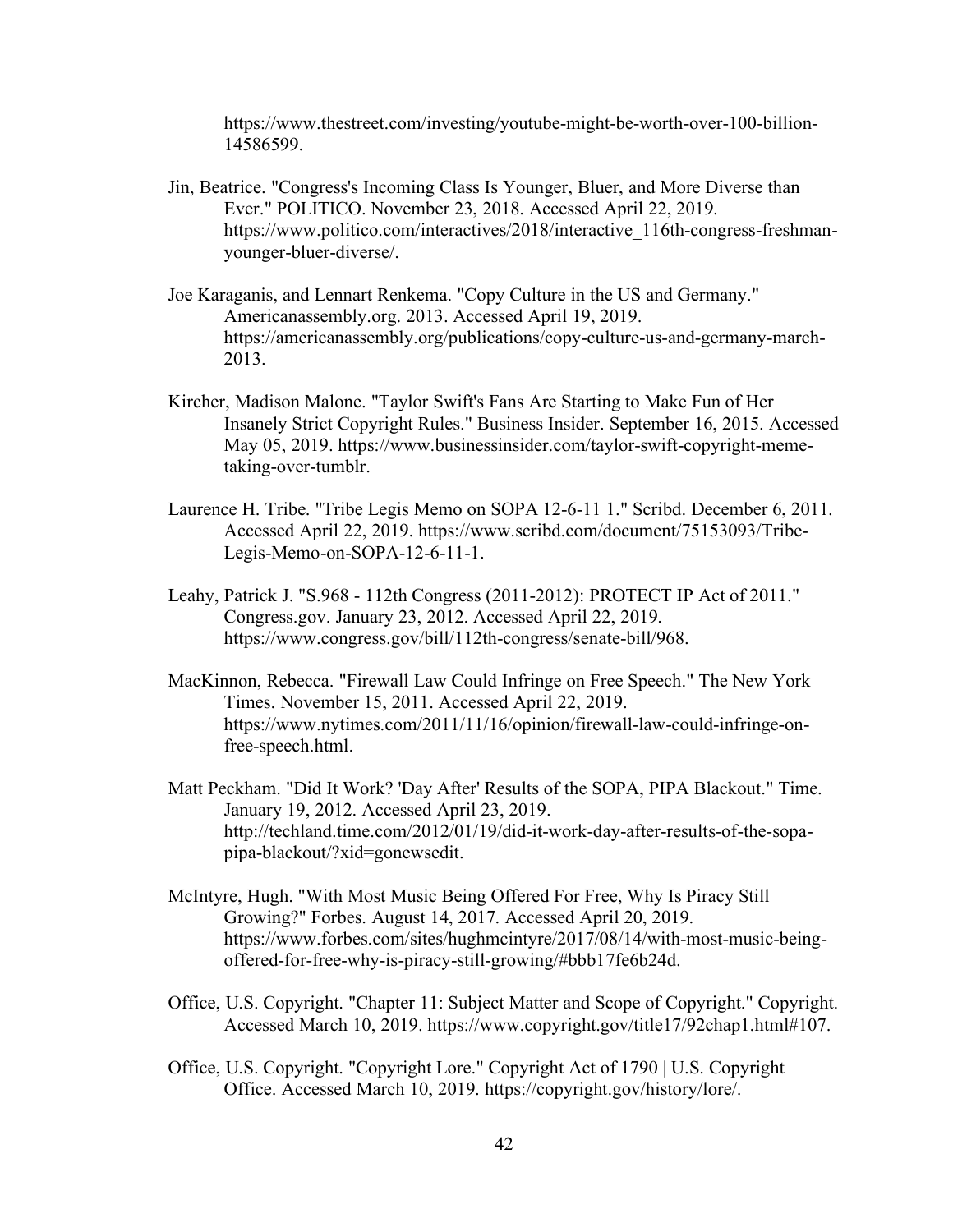https://www.thestreet.com/investing/youtube-might-be-worth-over-100-billion-14586599.

Jin, Beatrice. "Congress's Incoming Class Is Younger, Bluer, and More Diverse than Ever." POLITICO. November 23, 2018. Accessed April 22, 2019. https://www.politico.com/interactives/2018/interactive_116th-congress-freshman-younger-bluer-diverse/.

Joe Karaganis, and Lennart Renkema. "Copy Culture in the US and Germany." Americanassembly.org. 2013. Accessed April 19, 2019. https://americanassembly.org/publications/copy-culture-us-and-germany-march-2013.

Kircher, Madison Malone. "Taylor Swift's Fans Are Starting to Make Fun of Her Insanely Strict Copyright Rules." Business Insider. September 16, 2015. Accessed May 05, 2019. https://www.businessinsider.com/taylor-swift-copyright-meme-taking-over-tumblr.

Laurence H. Tribe. "Tribe Legis Memo on SOPA 12-6-11 1." Scribd. December 6, 2011. Accessed April 22, 2019. https://www.scribd.com/document/75153093/Tribe-Legis-Memo-on-SOPA-12-6-11-1.

Leahy, Patrick J. "S.968 - 112th Congress (2011-2012): PROTECT IP Act of 2011." Congress.gov. January 23, 2012. Accessed April 22, 2019. https://www.congress.gov/bill/112th-congress/senate-bill/968.

MacKinnon, Rebecca. "Firewall Law Could Infringe on Free Speech." The New York Times. November 15, 2011. Accessed April 22, 2019. https://www.nytimes.com/2011/11/16/opinion/firewall-law-could-infringe-on-free-speech.html.

Matt Peckham. "Did It Work? 'Day After' Results of the SOPA, PIPA Blackout." Time. January 19, 2012. Accessed April 23, 2019. http://techland.time.com/2012/01/19/did-it-work-day-after-results-of-the-sopa-pipa-blackout/?xid=gonewsedit.

McIntyre, Hugh. "With Most Music Being Offered For Free, Why Is Piracy Still Growing?" Forbes. August 14, 2017. Accessed April 20, 2019. https://www.forbes.com/sites/hughmcintyre/2017/08/14/with-most-music-being-offered-for-free-why-is-piracy-still-growing/#bbb17fe6b24d.

Office, U.S. Copyright. "Chapter 11: Subject Matter and Scope of Copyright." Copyright. Accessed March 10, 2019. https://www.copyright.gov/title17/92chap1.html#107.

Office, U.S. Copyright. "Copyright Lore." Copyright Act of 1790 | U.S. Copyright Office. Accessed March 10, 2019. https://copyright.gov/history/lore/.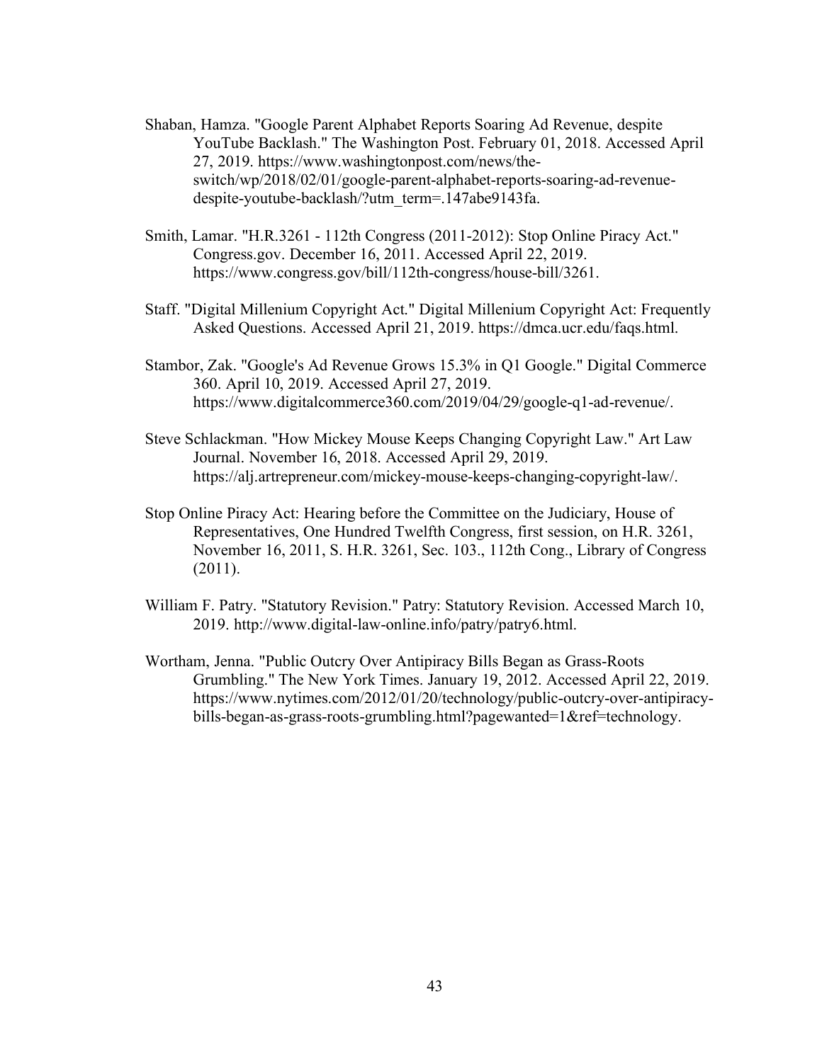Shaban, Hamza. "Google Parent Alphabet Reports Soaring Ad Revenue, despite YouTube Backlash." The Washington Post. February 01, 2018. Accessed April 27, 2019. https://www.washingtonpost.com/news/the-switch/wp/2018/02/01/google-parent-alphabet-reports-soaring-ad-revenue-despite-youtube-backlash/?utm_term=.147abe9143fa.

Smith, Lamar. "H.R.3261 - 112th Congress (2011-2012): Stop Online Piracy Act." Congress.gov. December 16, 2011. Accessed April 22, 2019. https://www.congress.gov/bill/112th-congress/house-bill/3261.

Staff. "Digital Millenium Copyright Act." Digital Millenium Copyright Act: Frequently Asked Questions. Accessed April 21, 2019. https://dmca.ucr.edu/faqs.html.

Stambor, Zak. "Google's Ad Revenue Grows 15.3% in Q1 Google." Digital Commerce 360. April 10, 2019. Accessed April 27, 2019. https://www.digitalcommerce360.com/2019/04/29/google-q1-ad-revenue/.

Steve Schlackman. "How Mickey Mouse Keeps Changing Copyright Law." Art Law Journal. November 16, 2018. Accessed April 29, 2019. https://alj.artrepreneur.com/mickey-mouse-keeps-changing-copyright-law/.

Stop Online Piracy Act: Hearing before the Committee on the Judiciary, House of Representatives, One Hundred Twelfth Congress, first session, on H.R. 3261, November 16, 2011, S. H.R. 3261, Sec. 103., 112th Cong., Library of Congress (2011).

William F. Patry. "Statutory Revision." Patry: Statutory Revision. Accessed March 10, 2019. http://www.digital-law-online.info/patry/patry6.html.

Wortham, Jenna. "Public Outcry Over Antipiracy Bills Began as Grass-Roots Grumbling." The New York Times. January 19, 2012. Accessed April 22, 2019. https://www.nytimes.com/2012/01/20/technology/public-outcry-over-antipiracy-bills-began-as-grass-roots-grumbling.html?pagewanted=1&ref=technology.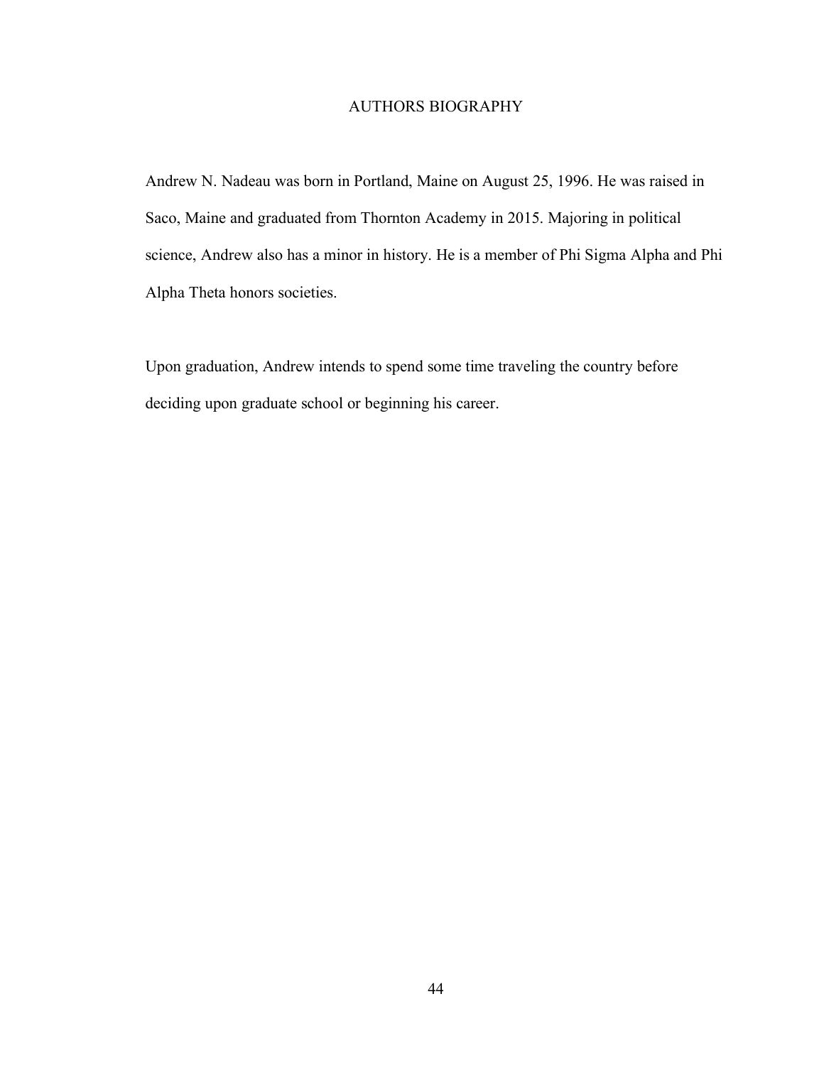# AUTHORS BIOGRAPHY

Andrew N. Nadeau was born in Portland, Maine on August 25, 1996. He was raised in Saco, Maine and graduated from Thornton Academy in 2015. Majoring in political science, Andrew also has a minor in history. He is a member of Phi Sigma Alpha and Phi Alpha Theta honors societies.

Upon graduation, Andrew intends to spend some time traveling the country before deciding upon graduate school or beginning his career.